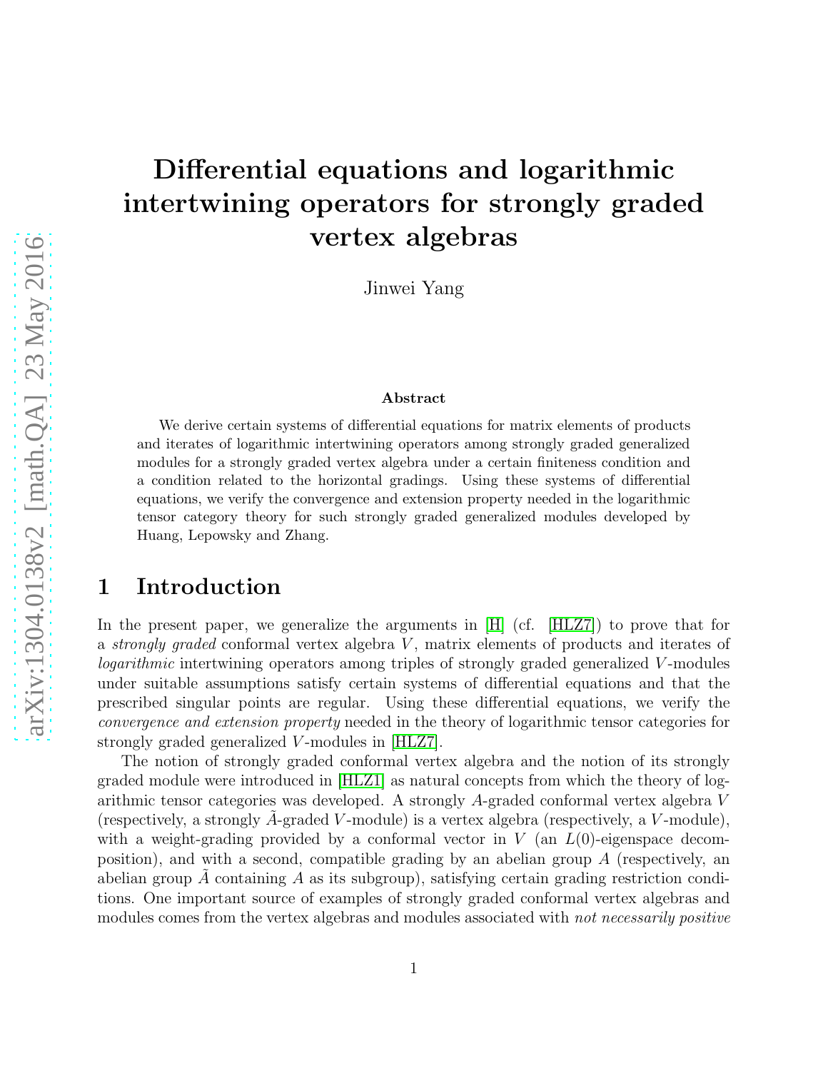# Differential equations and logarithmic intertwining operators for strongly graded vertex algebras

Jinwei Yang

### Abstract

We derive certain systems of differential equations for matrix elements of products and iterates of logarithmic intertwining operators among strongly graded generalized modules for a strongly graded vertex algebra under a certain finiteness condition and a condition related to the horizontal gradings. Using these systems of differential equations, we verify the convergence and extension property needed in the logarithmic tensor category theory for such strongly graded generalized modules developed by Huang, Lepowsky and Zhang.

## 1 Introduction

In the present paper, we generalize the arguments in [H] (cf. [HLZ7]) to prove that for a *strongly graded* conformal vertex algebra $V$, matrix elements of products and iterates of *logarithmic* intertwining operators among triples of strongly graded generalized $V$-modules under suitable assumptions satisfy certain systems of differential equations and that the prescribed singular points are regular. Using these differential equations, we verify the *convergence and extension property* needed in the theory of logarithmic tensor categories for strongly graded generalized $V$-modules in [HLZ7].

The notion of strongly graded conformal vertex algebra and the notion of its strongly graded module were introduced in [HLZ1] as natural concepts from which the theory of logarithmic tensor categories was developed. A strongly $A$-graded conformal vertex algebra $V$ (respectively, a strongly $\tilde{A}$-graded $V$-module) is a vertex algebra (respectively, a $V$-module), with a weight-grading provided by a conformal vector in $V$ (an $L(0)$-eigenspace decomposition), and with a second, compatible grading by an abelian group $A$ (respectively, an abelian group $\tilde{A}$ containing $A$ as its subgroup), satisfying certain grading restriction conditions. One important source of examples of strongly graded conformal vertex algebras and modules comes from the vertex algebras and modules associated with *not necessarily positive*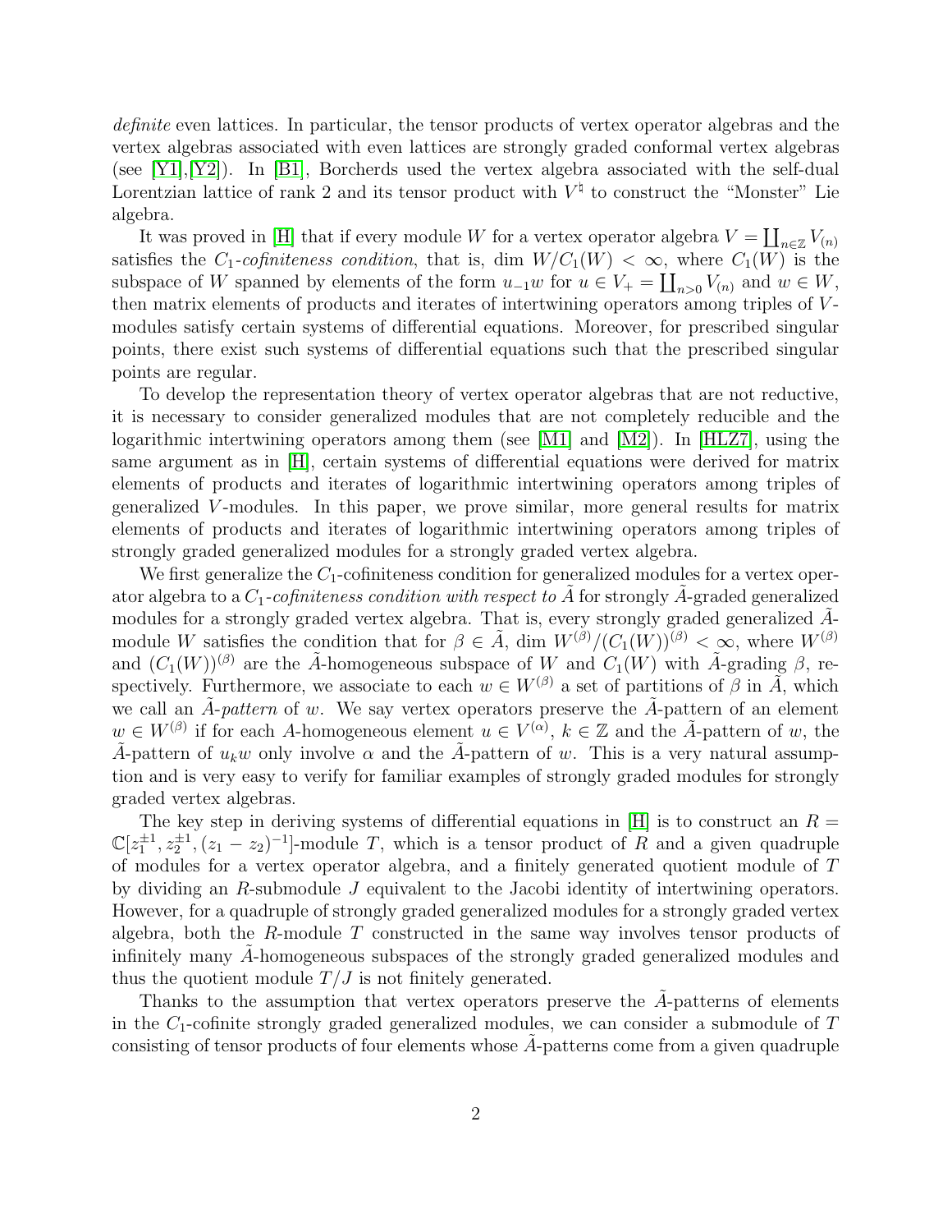*definite* even lattices. In particular, the tensor products of vertex operator algebras and the vertex algebras associated with even lattices are strongly graded conformal vertex algebras (see [Y1],[Y2]). In [B1], Borcherds used the vertex algebra associated with the self-dual Lorentzian lattice of rank 2 and its tensor product with $V^\natural$ to construct the "Monster" Lie algebra.

It was proved in [H] that if every module $W$ for a vertex operator algebra $V = \coprod_{n\in\mathbb{Z}} V_{(n)}$ satisfies the $C_1$-*cofiniteness condition*, that is, $\dim W/C_1(W) < \infty$, where $C_1(W)$ is the subspace of $W$ spanned by elements of the form $u_{-1}w$ for $u \in V_+ = \coprod_{n>0} V_{(n)}$ and $w \in W$, then matrix elements of products and iterates of intertwining operators among triples of $V$-modules satisfy certain systems of differential equations. Moreover, for prescribed singular points, there exist such systems of differential equations such that the prescribed singular points are regular.

To develop the representation theory of vertex operator algebras that are not reductive, it is necessary to consider generalized modules that are not completely reducible and the logarithmic intertwining operators among them (see [M1] and [M2]). In [HLZ7], using the same argument as in [H], certain systems of differential equations were derived for matrix elements of products and iterates of logarithmic intertwining operators among triples of generalized $V$-modules. In this paper, we prove similar, more general results for matrix elements of products and iterates of logarithmic intertwining operators among triples of strongly graded generalized modules for a strongly graded vertex algebra.

We first generalize the $C_1$-cofiniteness condition for generalized modules for a vertex operator algebra to a $C_1$-*cofiniteness condition with respect to* $\tilde{A}$ for strongly $\tilde{A}$-graded generalized modules for a strongly graded vertex algebra. That is, every strongly graded generalized $\tilde{A}$-module $W$ satisfies the condition that for $\beta \in \tilde{A}$, $\dim W^{(\beta)}/(C_1(W))^{(\beta)} < \infty$, where $W^{(\beta)}$ and $(C_1(W))^{(\beta)}$ are the $\tilde{A}$-homogeneous subspace of $W$ and $C_1(W)$ with $\tilde{A}$-grading $\beta$, respectively. Furthermore, we associate to each $w \in W^{(\beta)}$ a set of partitions of $\beta$ in $\tilde{A}$, which we call an $\tilde{A}$-*pattern* of $w$. We say vertex operators preserve the $\tilde{A}$-pattern of an element $w \in W^{(\beta)}$ if for each $A$-homogeneous element $u \in V^{(\alpha)}$, $k \in \mathbb{Z}$ and the $\tilde{A}$-pattern of $w$, the $\tilde{A}$-pattern of $u_k w$ only involve $\alpha$ and the $\tilde{A}$-pattern of $w$. This is a very natural assumption and is very easy to verify for familiar examples of strongly graded modules for strongly graded vertex algebras.

The key step in deriving systems of differential equations in [H] is to construct an $R = \mathbb{C}[z_1^{\pm 1}, z_2^{\pm 1}, (z_1 - z_2)^{-1}]$-module $T$, which is a tensor product of $R$ and a given quadruple of modules for a vertex operator algebra, and a finitely generated quotient module of $T$ by dividing an $R$-submodule $J$ equivalent to the Jacobi identity of intertwining operators. However, for a quadruple of strongly graded generalized modules for a strongly graded vertex algebra, both the $R$-module $T$ constructed in the same way involves tensor products of infinitely many $\tilde{A}$-homogeneous subspaces of the strongly graded generalized modules and thus the quotient module $T/J$ is not finitely generated.

Thanks to the assumption that vertex operators preserve the $\tilde{A}$-patterns of elements in the $C_1$-cofinite strongly graded generalized modules, we can consider a submodule of $T$ consisting of tensor products of four elements whose $\tilde{A}$-patterns come from a given quadruple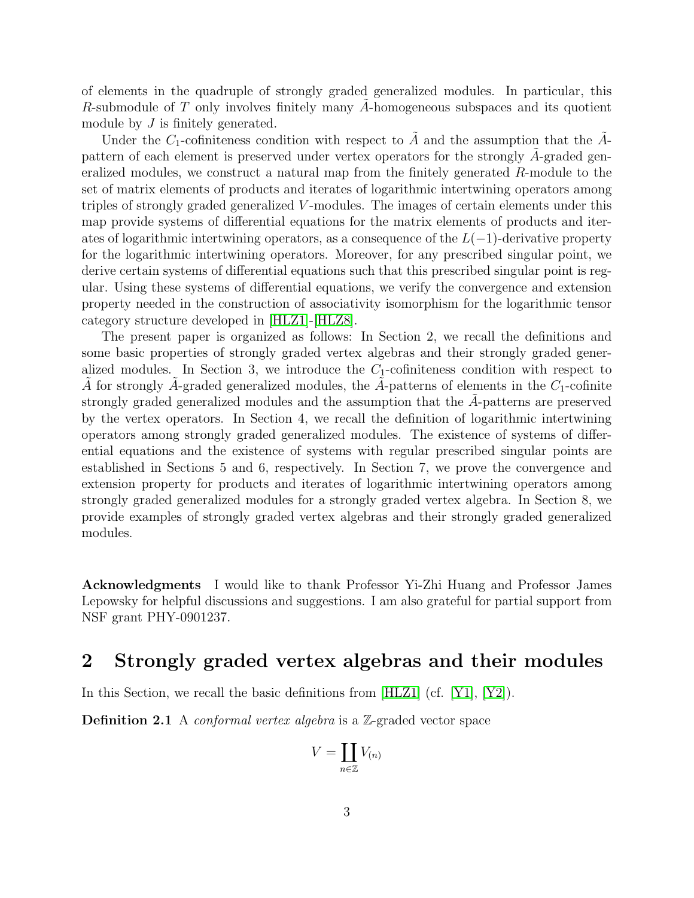of elements in the quadruple of strongly graded generalized modules. In particular, this $R$-submodule of $T$ only involves finitely many $\tilde{A}$-homogeneous subspaces and its quotient module by $J$ is finitely generated.

Under the $C_1$-cofiniteness condition with respect to $\tilde{A}$ and the assumption that the $\tilde{A}$-pattern of each element is preserved under vertex operators for the strongly $\tilde{A}$-graded generalized modules, we construct a natural map from the finitely generated $R$-module to the set of matrix elements of products and iterates of logarithmic intertwining operators among triples of strongly graded generalized $V$-modules. The images of certain elements under this map provide systems of differential equations for the matrix elements of products and iterates of logarithmic intertwining operators, as a consequence of the $L(-1)$-derivative property for the logarithmic intertwining operators. Moreover, for any prescribed singular point, we derive certain systems of differential equations such that this prescribed singular point is regular. Using these systems of differential equations, we verify the convergence and extension property needed in the construction of associativity isomorphism for the logarithmic tensor category structure developed in [HLZ1]-[HLZ8].

The present paper is organized as follows: In Section 2, we recall the definitions and some basic properties of strongly graded vertex algebras and their strongly graded generalized modules. In Section 3, we introduce the $C_1$-cofiniteness condition with respect to $\tilde{A}$ for strongly $\tilde{A}$-graded generalized modules, the $\tilde{A}$-patterns of elements in the $C_1$-cofinite strongly graded generalized modules and the assumption that the $\tilde{A}$-patterns are preserved by the vertex operators. In Section 4, we recall the definition of logarithmic intertwining operators among strongly graded generalized modules. The existence of systems of differential equations and the existence of systems with regular prescribed singular points are established in Sections 5 and 6, respectively. In Section 7, we prove the convergence and extension property for products and iterates of logarithmic intertwining operators among strongly graded generalized modules for a strongly graded vertex algebra. In Section 8, we provide examples of strongly graded vertex algebras and their strongly graded generalized modules.

**Acknowledgments** I would like to thank Professor Yi-Zhi Huang and Professor James Lepowsky for helpful discussions and suggestions. I am also grateful for partial support from NSF grant PHY-0901237.

## 2 Strongly graded vertex algebras and their modules

In this Section, we recall the basic definitions from [HLZ1] (cf. [Y1], [Y2]).

**Definition 2.1** A *conformal vertex algebra* is a $\mathbb{Z}$-graded vector space

$$V = \coprod_{n\in\mathbb{Z}} V_{(n)}$$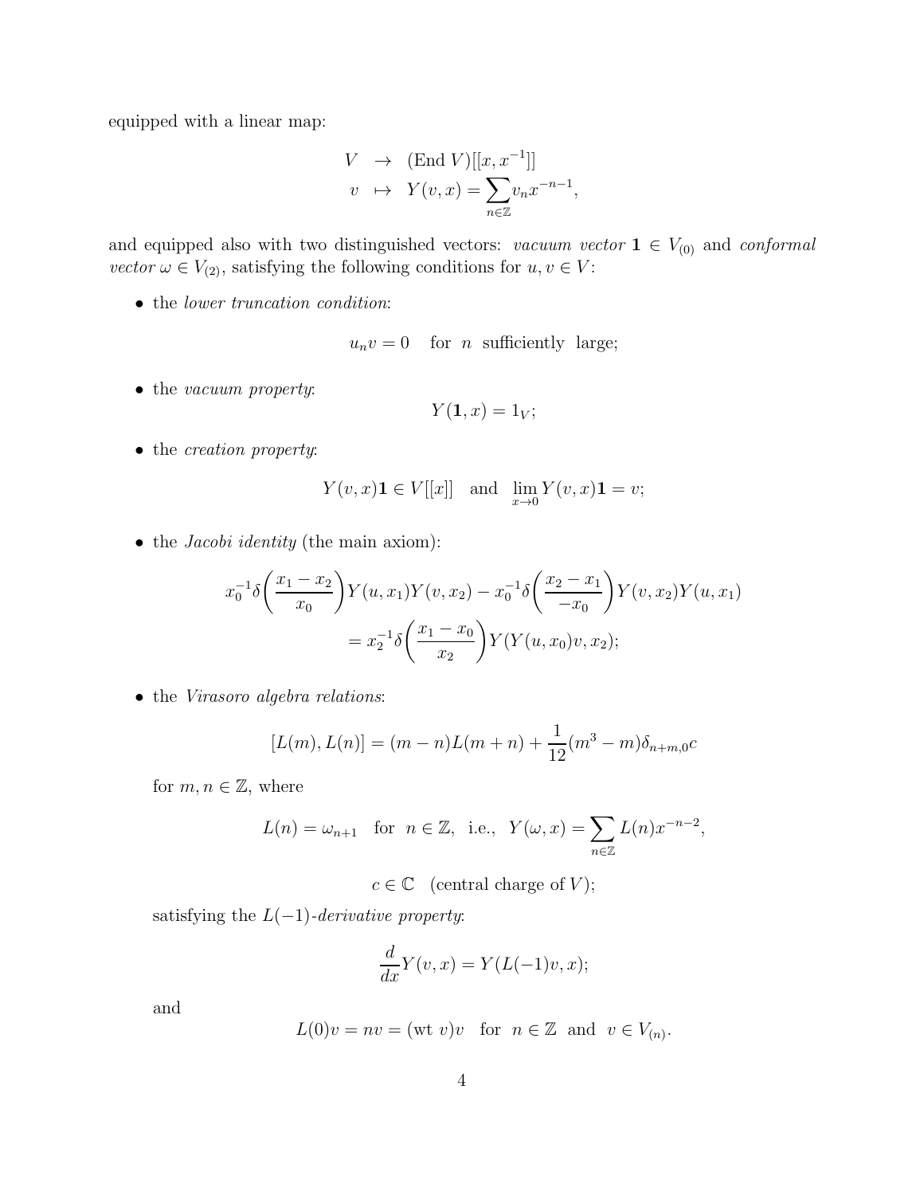equipped with a linear map:

$$
\begin{array}{rcl}
V & \to & (\text{End } V)[[x, x^{-1}]] \\
v & \mapsto & Y(v, x) = \displaystyle\sum_{n \in \mathbb{Z}} v_n x^{-n-1},
\end{array}
$$

and equipped also with two distinguished vectors: *vacuum vector* $\mathbf{1} \in V_{(0)}$ and *conformal vector* $\omega \in V_{(2)}$, satisfying the following conditions for $u, v \in V$:

- the *lower truncation condition*:

$$
u_n v = 0 \quad \text{for } n \text{ sufficiently large;}
$$

- the *vacuum property*:

$$
Y(\mathbf{1}, x) = 1_V;
$$

- the *creation property*:

$$
Y(v, x)\mathbf{1} \in V[[x]] \quad \text{and} \quad \lim_{x \to 0} Y(v, x)\mathbf{1} = v;
$$

- the *Jacobi identity* (the main axiom):

$$
x_0^{-1}\delta\left(\frac{x_1 - x_2}{x_0}\right)Y(u, x_1)Y(v, x_2) - x_0^{-1}\delta\left(\frac{x_2 - x_1}{-x_0}\right)Y(v, x_2)Y(u, x_1)
$$
$$
= x_2^{-1}\delta\left(\frac{x_1 - x_0}{x_2}\right)Y(Y(u, x_0)v, x_2);
$$

- the *Virasoro algebra relations*:

$$
[L(m), L(n)] = (m - n)L(m + n) + \frac{1}{12}(m^3 - m)\delta_{n+m,0}c
$$

for $m, n \in \mathbb{Z}$, where

$$
L(n) = \omega_{n+1} \quad \text{for } n \in \mathbb{Z}, \text{ i.e., } Y(\omega, x) = \sum_{n \in \mathbb{Z}} L(n)x^{-n-2},
$$

$$
c \in \mathbb{C} \quad (\text{central charge of } V);
$$

satisfying the $L(-1)$-*derivative property*:

$$
\frac{d}{dx}Y(v, x) = Y(L(-1)v, x);
$$

and

$$
L(0)v = nv = (\text{wt } v)v \quad \text{for } n \in \mathbb{Z} \text{ and } v \in V_{(n)}.
$$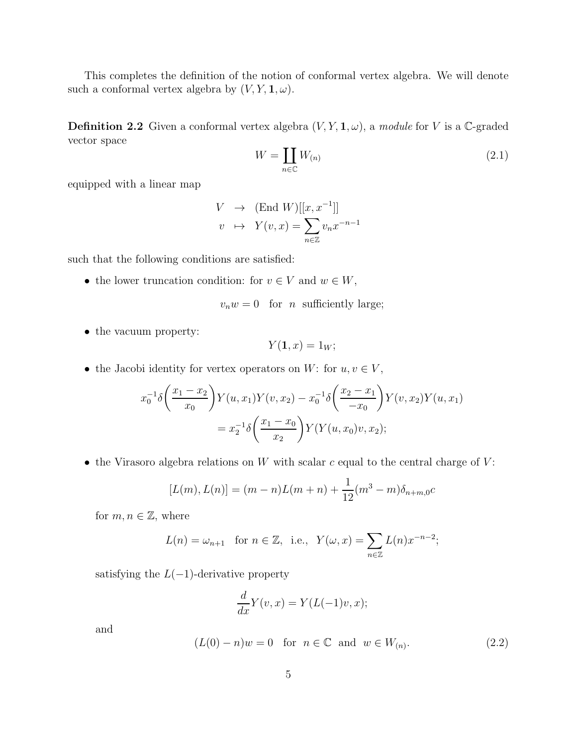This completes the definition of the notion of conformal vertex algebra. We will denote such a conformal vertex algebra by $(V, Y, \mathbf{1}, \omega)$.

**Definition 2.2** Given a conformal vertex algebra $(V, Y, \mathbf{1}, \omega)$, a *module* for $V$ is a $\mathbb{C}$-graded vector space

$$W = \coprod_{n \in \mathbb{C}} W_{(n)} \tag{2.1}$$

equipped with a linear map

$$\begin{aligned} V &\rightarrow (\text{End } W)[[x, x^{-1}]] \\ v &\mapsto Y(v, x) = \sum_{n \in \mathbb{Z}} v_n x^{-n-1} \end{aligned}$$

such that the following conditions are satisfied:

- the lower truncation condition: for $v \in V$ and $w \in W$,

$$v_n w = 0 \quad \text{for} \quad n \text{ sufficiently large;}$$

- the vacuum property:

$$Y(\mathbf{1}, x) = 1_W;$$

- the Jacobi identity for vertex operators on $W$: for $u, v \in V$,

$$x_0^{-1}\delta\left(\frac{x_1 - x_2}{x_0}\right)Y(u, x_1)Y(v, x_2) - x_0^{-1}\delta\left(\frac{x_2 - x_1}{-x_0}\right)Y(v, x_2)Y(u, x_1)$$
$$= x_2^{-1}\delta\left(\frac{x_1 - x_0}{x_2}\right)Y(Y(u, x_0)v, x_2);$$

- the Virasoro algebra relations on $W$ with scalar $c$ equal to the central charge of $V$:

$$[L(m), L(n)] = (m - n)L(m + n) + \frac{1}{12}(m^3 - m)\delta_{n+m,0}c$$

  for $m, n \in \mathbb{Z}$, where

$$L(n) = \omega_{n+1} \quad \text{for } n \in \mathbb{Z}, \text{ i.e., } \quad Y(\omega, x) = \sum_{n \in \mathbb{Z}} L(n)x^{-n-2};$$

  satisfying the $L(-1)$-derivative property

$$\frac{d}{dx}Y(v, x) = Y(L(-1)v, x);$$

  and

$$(L(0) - n)w = 0 \quad \text{for} \quad n \in \mathbb{C} \text{ and } w \in W_{(n)}. \tag{2.2}$$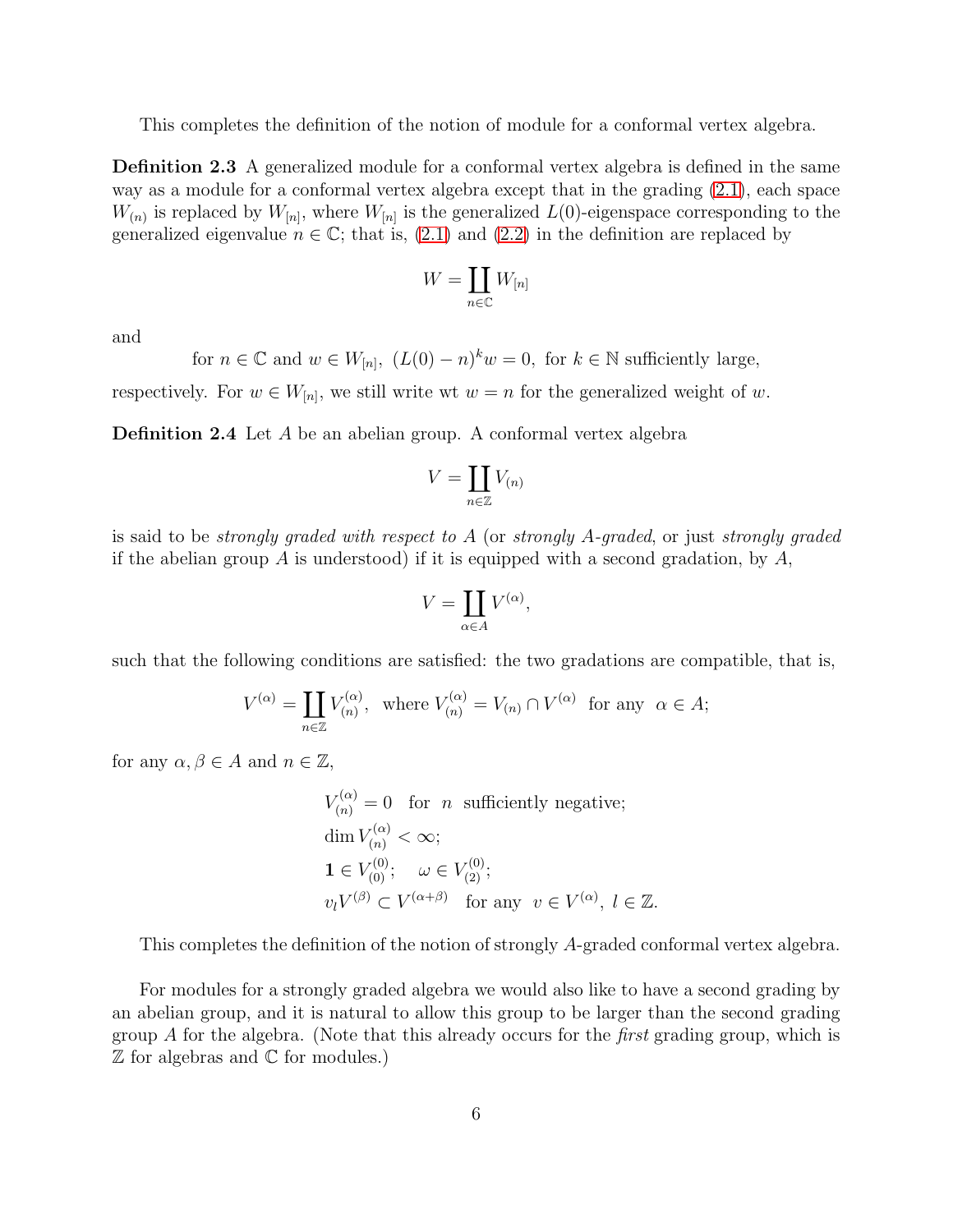This completes the definition of the notion of module for a conformal vertex algebra.

**Definition 2.3** A generalized module for a conformal vertex algebra is defined in the same way as a module for a conformal vertex algebra except that in the grading (2.1), each space $W_{(n)}$ is replaced by $W_{[n]}$, where $W_{[n]}$ is the generalized $L(0)$-eigenspace corresponding to the generalized eigenvalue $n \in \mathbb{C}$; that is, (2.1) and (2.2) in the definition are replaced by

$$W = \coprod_{n \in \mathbb{C}} W_{[n]}$$

and

$$\text{for } n \in \mathbb{C} \text{ and } w \in W_{[n]},\ (L(0) - n)^k w = 0, \text{ for } k \in \mathbb{N} \text{ sufficiently large,}$$

respectively. For $w \in W_{[n]}$, we still write wt $w = n$ for the generalized weight of $w$.

**Definition 2.4** Let $A$ be an abelian group. A conformal vertex algebra

$$V = \coprod_{n \in \mathbb{Z}} V_{(n)}$$

is said to be *strongly graded with respect to* $A$ (or *strongly* $A$*-graded*, or just *strongly graded* if the abelian group $A$ is understood) if it is equipped with a second gradation, by $A$,

$$V = \coprod_{\alpha \in A} V^{(\alpha)},$$

such that the following conditions are satisfied: the two gradations are compatible, that is,

$$V^{(\alpha)} = \coprod_{n \in \mathbb{Z}} V^{(\alpha)}_{(n)}, \text{ where } V^{(\alpha)}_{(n)} = V_{(n)} \cap V^{(\alpha)} \text{ for any } \alpha \in A;$$

for any $\alpha, \beta \in A$ and $n \in \mathbb{Z}$,

$$V^{(\alpha)}_{(n)} = 0 \quad \text{for } n \text{ sufficiently negative;}$$
$$\dim V^{(\alpha)}_{(n)} < \infty;$$
$$\mathbf{1} \in V^{(0)}_{(0)}; \quad \omega \in V^{(0)}_{(2)};$$
$$v_l V^{(\beta)} \subset V^{(\alpha+\beta)} \quad \text{for any } v \in V^{(\alpha)},\ l \in \mathbb{Z}.$$

This completes the definition of the notion of strongly $A$-graded conformal vertex algebra.

For modules for a strongly graded algebra we would also like to have a second grading by an abelian group, and it is natural to allow this group to be larger than the second grading group $A$ for the algebra. (Note that this already occurs for the *first* grading group, which is $\mathbb{Z}$ for algebras and $\mathbb{C}$ for modules.)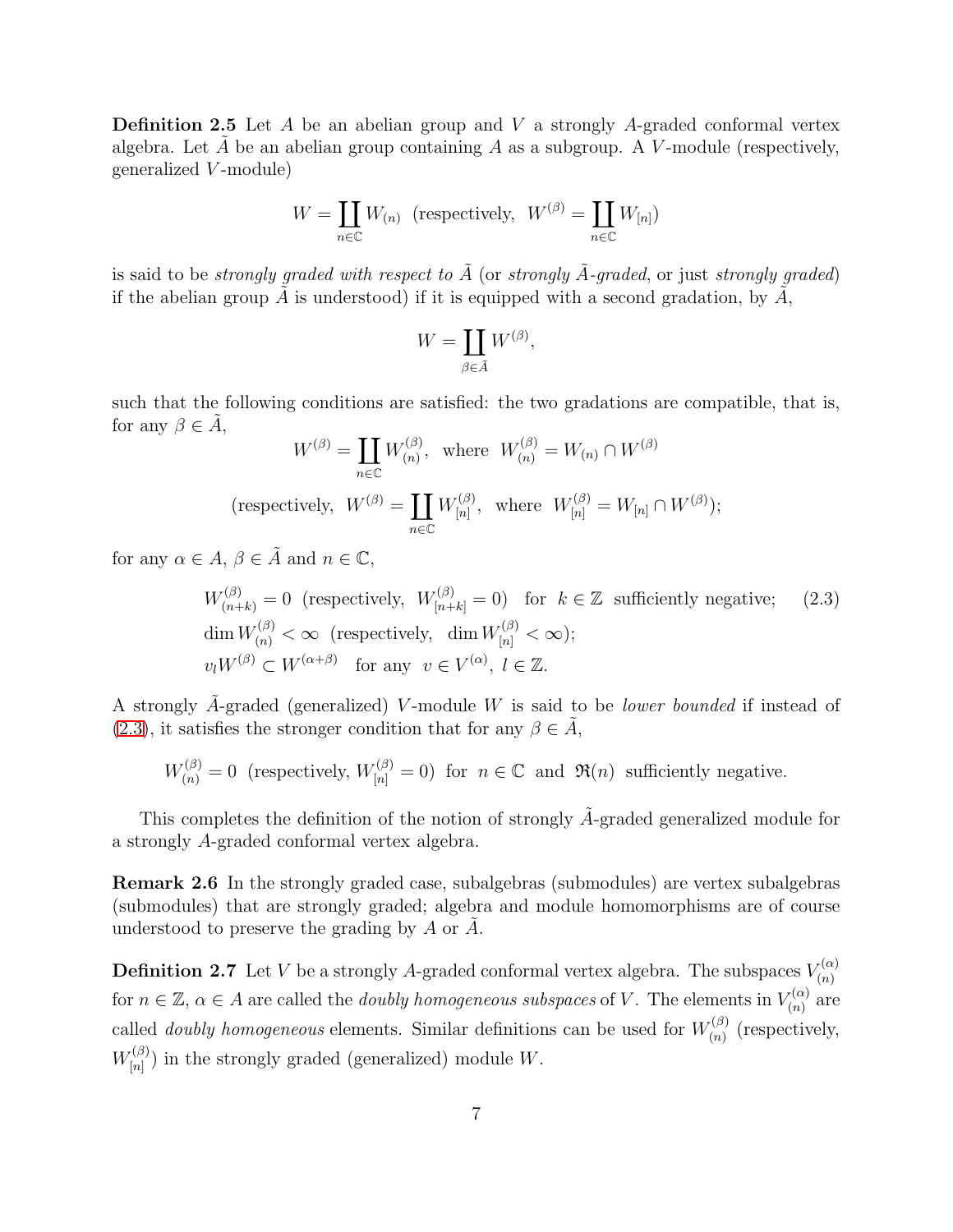**Definition 2.5** Let $A$ be an abelian group and $V$ a strongly $A$-graded conformal vertex algebra. Let $\tilde{A}$ be an abelian group containing $A$ as a subgroup. A $V$-module (respectively, generalized $V$-module)

$$W = \coprod_{n \in \mathbb{C}} W_{(n)} \text{ (respectively, } W^{(\beta)} = \coprod_{n \in \mathbb{C}} W_{[n]})$$

is said to be *strongly graded with respect to* $\tilde{A}$ (or *strongly* $\tilde{A}$*-graded*, or just *strongly graded*) if the abelian group $\tilde{A}$ is understood) if it is equipped with a second gradation, by $\tilde{A}$,

$$W = \coprod_{\beta \in \tilde{A}} W^{(\beta)},$$

such that the following conditions are satisfied: the two gradations are compatible, that is, for any $\beta \in \tilde{A}$,

$$W^{(\beta)} = \coprod_{n \in \mathbb{C}} W^{(\beta)}_{(n)}, \text{ where } W^{(\beta)}_{(n)} = W_{(n)} \cap W^{(\beta)}$$

$$\text{(respectively, } W^{(\beta)} = \coprod_{n \in \mathbb{C}} W^{(\beta)}_{[n]}, \text{ where } W^{(\beta)}_{[n]} = W_{[n]} \cap W^{(\beta)});$$

for any $\alpha \in A$, $\beta \in \tilde{A}$ and $n \in \mathbb{C}$,

$$W^{(\beta)}_{(n+k)} = 0 \text{ (respectively, } W^{(\beta)}_{[n+k]} = 0) \text{ for } k \in \mathbb{Z} \text{ sufficiently negative;} \tag{2.3}$$

$$\dim W^{(\beta)}_{(n)} < \infty \text{ (respectively, } \dim W^{(\beta)}_{[n]} < \infty);$$

$$v_l W^{(\beta)} \subset W^{(\alpha+\beta)} \text{ for any } v \in V^{(\alpha)},\ l \in \mathbb{Z}.$$

A strongly $\tilde{A}$-graded (generalized) $V$-module $W$ is said to be *lower bounded* if instead of (2.3), it satisfies the stronger condition that for any $\beta \in \tilde{A}$,

$$W^{(\beta)}_{(n)} = 0 \text{ (respectively, } W^{(\beta)}_{[n]} = 0) \text{ for } n \in \mathbb{C} \text{ and } \Re(n) \text{ sufficiently negative.}$$

This completes the definition of the notion of strongly $\tilde{A}$-graded generalized module for a strongly $A$-graded conformal vertex algebra.

**Remark 2.6** In the strongly graded case, subalgebras (submodules) are vertex subalgebras (submodules) that are strongly graded; algebra and module homomorphisms are of course understood to preserve the grading by $A$ or $\tilde{A}$.

**Definition 2.7** Let $V$ be a strongly $A$-graded conformal vertex algebra. The subspaces $V^{(\alpha)}_{(n)}$ for $n \in \mathbb{Z}$, $\alpha \in A$ are called the *doubly homogeneous subspaces* of $V$. The elements in $V^{(\alpha)}_{(n)}$ are called *doubly homogeneous* elements. Similar definitions can be used for $W^{(\beta)}_{(n)}$ (respectively, $W^{(\beta)}_{[n]}$) in the strongly graded (generalized) module $W$.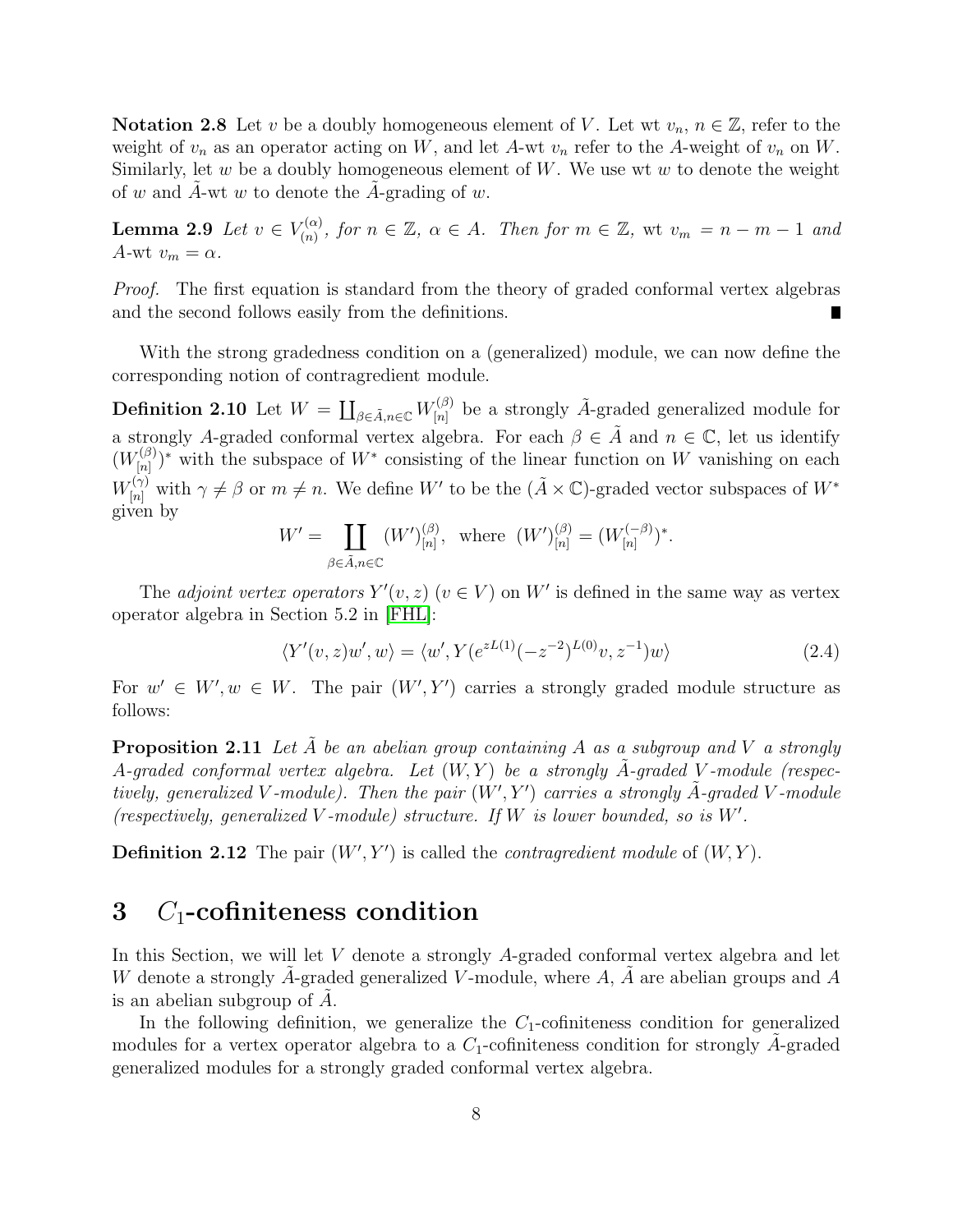**Notation 2.8** Let $v$ be a doubly homogeneous element of $V$. Let wt $v_n$, $n \in \mathbb{Z}$, refer to the weight of $v_n$ as an operator acting on $W$, and let $A$-wt $v_n$ refer to the $A$-weight of $v_n$ on $W$. Similarly, let $w$ be a doubly homogeneous element of $W$. We use wt $w$ to denote the weight of $w$ and $\tilde{A}$-wt $w$ to denote the $\tilde{A}$-grading of $w$.

**Lemma 2.9** *Let $v \in V_{(n)}^{(\alpha)}$, for $n \in \mathbb{Z}$, $\alpha \in A$. Then for $m \in \mathbb{Z}$, wt $v_m = n - m - 1$ and $A$-wt $v_m = \alpha$.*

*Proof.* The first equation is standard from the theory of graded conformal vertex algebras and the second follows easily from the definitions. ∎

With the strong gradedness condition on a (generalized) module, we can now define the corresponding notion of contragredient module.

**Definition 2.10** Let $W = \coprod_{\beta \in \tilde{A}, n \in \mathbb{C}} W_{[n]}^{(\beta)}$ be a strongly $\tilde{A}$-graded generalized module for a strongly $A$-graded conformal vertex algebra. For each $\beta \in \tilde{A}$ and $n \in \mathbb{C}$, let us identify $(W_{[n]}^{(\beta)})^*$ with the subspace of $W^*$ consisting of the linear function on $W$ vanishing on each $W_{[n]}^{(\gamma)}$ with $\gamma \neq \beta$ or $m \neq n$. We define $W'$ to be the $(\tilde{A} \times \mathbb{C})$-graded vector subspaces of $W^*$ given by

$$W' = \coprod_{\beta \in \tilde{A}, n \in \mathbb{C}} (W')_{[n]}^{(\beta)}, \text{ where } (W')_{[n]}^{(\beta)} = (W_{[n]}^{(-\beta)})^*.$$

The *adjoint vertex operators* $Y'(v, z)$ $(v \in V)$ on $W'$ is defined in the same way as vertex operator algebra in Section 5.2 in [FHL]:

$$\langle Y'(v, z)w', w \rangle = \langle w', Y(e^{zL(1)}(-z^{-2})^{L(0)}v, z^{-1})w \rangle \tag{2.4}$$

For $w' \in W', w \in W$. The pair $(W', Y')$ carries a strongly graded module structure as follows:

**Proposition 2.11** *Let $\tilde{A}$ be an abelian group containing $A$ as a subgroup and $V$ a strongly $A$-graded conformal vertex algebra. Let $(W, Y)$ be a strongly $\tilde{A}$-graded $V$-module (respectively, generalized $V$-module). Then the pair $(W', Y')$ carries a strongly $\tilde{A}$-graded $V$-module (respectively, generalized $V$-module) structure. If $W$ is lower bounded, so is $W'$.*

**Definition 2.12** The pair $(W', Y')$ is called the *contragredient module* of $(W, Y)$.

# 3 $C_1$-cofiniteness condition

In this Section, we will let $V$ denote a strongly $A$-graded conformal vertex algebra and let $W$ denote a strongly $\tilde{A}$-graded generalized $V$-module, where $A$, $\tilde{A}$ are abelian groups and $A$ is an abelian subgroup of $\tilde{A}$.

In the following definition, we generalize the $C_1$-cofiniteness condition for generalized modules for a vertex operator algebra to a $C_1$-cofiniteness condition for strongly $\tilde{A}$-graded generalized modules for a strongly graded conformal vertex algebra.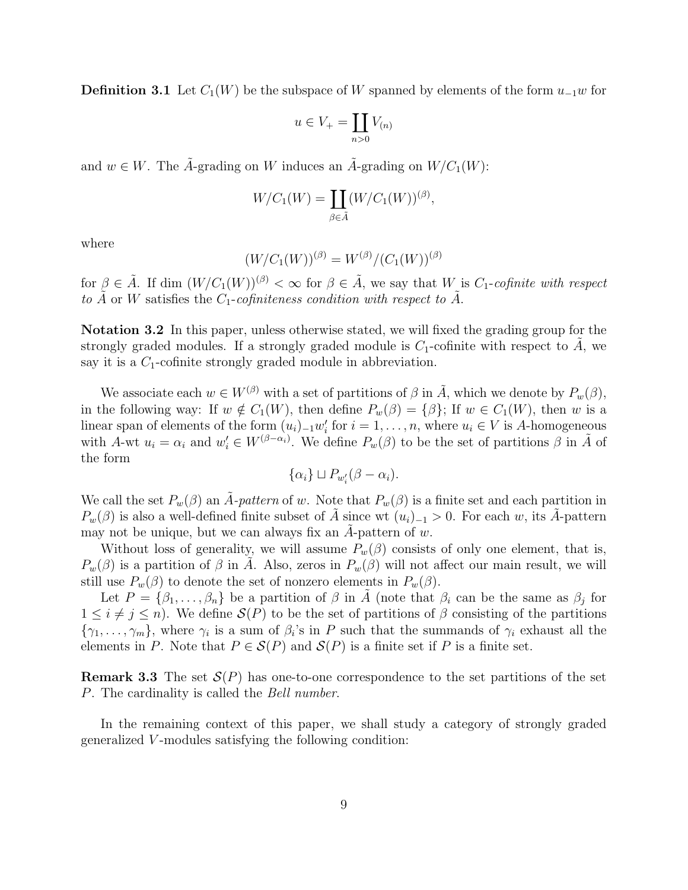**Definition 3.1** Let $C_1(W)$ be the subspace of $W$ spanned by elements of the form $u_{-1}w$ for

$$u \in V_+ = \coprod_{n>0} V_{(n)}$$

and $w \in W$. The $\tilde{A}$-grading on $W$ induces an $\tilde{A}$-grading on $W/C_1(W)$:

$$W/C_1(W) = \coprod_{\beta \in \tilde{A}} (W/C_1(W))^{(\beta)},$$

where

$$(W/C_1(W))^{(\beta)} = W^{(\beta)}/(C_1(W))^{(\beta)}$$

for $\beta \in \tilde{A}$. If $\dim\, (W/C_1(W))^{(\beta)} < \infty$ for $\beta \in \tilde{A}$, we say that $W$ is *$C_1$-cofinite with respect to $\tilde{A}$* or $W$ satisfies the *$C_1$-cofiniteness condition with respect to $\tilde{A}$*.

**Notation 3.2** In this paper, unless otherwise stated, we will fixed the grading group for the strongly graded modules. If a strongly graded module is $C_1$-cofinite with respect to $\tilde{A}$, we say it is a $C_1$-cofinite strongly graded module in abbreviation.

We associate each $w \in W^{(\beta)}$ with a set of partitions of $\beta$ in $\tilde{A}$, which we denote by $P_w(\beta)$, in the following way: If $w \notin C_1(W)$, then define $P_w(\beta) = \{\beta\}$; If $w \in C_1(W)$, then $w$ is a linear span of elements of the form $(u_i)_{-1}w'_i$ for $i = 1, \ldots, n$, where $u_i \in V$ is $A$-homogeneous with $A$-wt $u_i = \alpha_i$ and $w'_i \in W^{(\beta - \alpha_i)}$. We define $P_w(\beta)$ to be the set of partitions $\beta$ in $\tilde{A}$ of the form

$$\{\alpha_i\} \sqcup P_{w'_i}(\beta - \alpha_i).$$

We call the set $P_w(\beta)$ an *$\tilde{A}$-pattern* of $w$. Note that $P_w(\beta)$ is a finite set and each partition in $P_w(\beta)$ is also a well-defined finite subset of $\tilde{A}$ since $\mathrm{wt}\, (u_i)_{-1} > 0$. For each $w$, its $\tilde{A}$-pattern may not be unique, but we can always fix an $\tilde{A}$-pattern of $w$.

Without loss of generality, we will assume $P_w(\beta)$ consists of only one element, that is, $P_w(\beta)$ is a partition of $\beta$ in $\tilde{A}$. Also, zeros in $P_w(\beta)$ will not affect our main result, we will still use $P_w(\beta)$ to denote the set of nonzero elements in $P_w(\beta)$.

Let $P = \{\beta_1, \ldots, \beta_n\}$ be a partition of $\beta$ in $\tilde{A}$ (note that $\beta_i$ can be the same as $\beta_j$ for $1 \leq i \neq j \leq n$). We define $\mathcal{S}(P)$ to be the set of partitions of $\beta$ consisting of the partitions $\{\gamma_1, \ldots, \gamma_m\}$, where $\gamma_i$ is a sum of $\beta_i$'s in $P$ such that the summands of $\gamma_i$ exhaust all the elements in $P$. Note that $P \in \mathcal{S}(P)$ and $\mathcal{S}(P)$ is a finite set if $P$ is a finite set.

**Remark 3.3** The set $\mathcal{S}(P)$ has one-to-one correspondence to the set partitions of the set $P$. The cardinality is called the *Bell number*.

In the remaining context of this paper, we shall study a category of strongly graded generalized $V$-modules satisfying the following condition: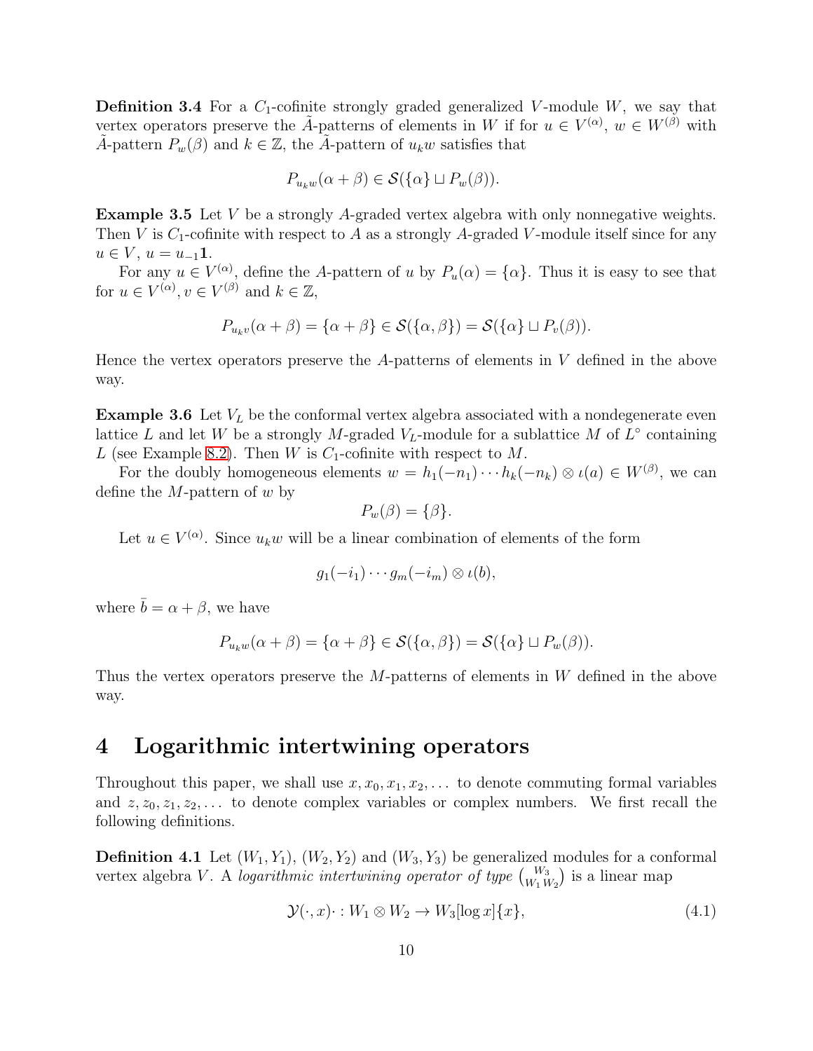**Definition 3.4** For a $C_1$-cofinite strongly graded generalized $V$-module $W$, we say that vertex operators preserve the $\tilde{A}$-patterns of elements in $W$ if for $u \in V^{(\alpha)}$, $w \in W^{(\beta)}$ with $\tilde{A}$-pattern $P_w(\beta)$ and $k \in \mathbb{Z}$, the $\tilde{A}$-pattern of $u_k w$ satisfies that

$$P_{u_k w}(\alpha + \beta) \in \mathcal{S}(\{\alpha\} \sqcup P_w(\beta)).$$

**Example 3.5** Let $V$ be a strongly $A$-graded vertex algebra with only nonnegative weights. Then $V$ is $C_1$-cofinite with respect to $A$ as a strongly $A$-graded $V$-module itself since for any $u \in V$, $u = u_{-1}\mathbf{1}$.

For any $u \in V^{(\alpha)}$, define the $A$-pattern of $u$ by $P_u(\alpha) = \{\alpha\}$. Thus it is easy to see that for $u \in V^{(\alpha)}, v \in V^{(\beta)}$ and $k \in \mathbb{Z}$,

$$P_{u_k v}(\alpha + \beta) = \{\alpha + \beta\} \in \mathcal{S}(\{\alpha, \beta\}) = \mathcal{S}(\{\alpha\} \sqcup P_v(\beta)).$$

Hence the vertex operators preserve the $A$-patterns of elements in $V$ defined in the above way.

**Example 3.6** Let $V_L$ be the conformal vertex algebra associated with a nondegenerate even lattice $L$ and let $W$ be a strongly $M$-graded $V_L$-module for a sublattice $M$ of $L^\circ$ containing $L$ (see Example 8.2). Then $W$ is $C_1$-cofinite with respect to $M$.

For the doubly homogeneous elements $w = h_1(-n_1) \cdots h_k(-n_k) \otimes \iota(a) \in W^{(\beta)}$, we can define the $M$-pattern of $w$ by

$$P_w(\beta) = \{\beta\}.$$

Let $u \in V^{(\alpha)}$. Since $u_k w$ will be a linear combination of elements of the form

$$g_1(-i_1) \cdots g_m(-i_m) \otimes \iota(b),$$

where $\bar{b} = \alpha + \beta$, we have

$$P_{u_k w}(\alpha + \beta) = \{\alpha + \beta\} \in \mathcal{S}(\{\alpha, \beta\}) = \mathcal{S}(\{\alpha\} \sqcup P_w(\beta)).$$

Thus the vertex operators preserve the $M$-patterns of elements in $W$ defined in the above way.

# 4 Logarithmic intertwining operators

Throughout this paper, we shall use $x, x_0, x_1, x_2, \dots$ to denote commuting formal variables and $z, z_0, z_1, z_2, \dots$ to denote complex variables or complex numbers. We first recall the following definitions.

**Definition 4.1** Let $(W_1, Y_1)$, $(W_2, Y_2)$ and $(W_3, Y_3)$ be generalized modules for a conformal vertex algebra $V$. A *logarithmic intertwining operator of type* $\binom{W_3}{W_1\, W_2}$ is a linear map

$$\mathcal{Y}(\cdot, x)\cdot : W_1 \otimes W_2 \to W_3[\log x]\{x\}, \tag{4.1}$$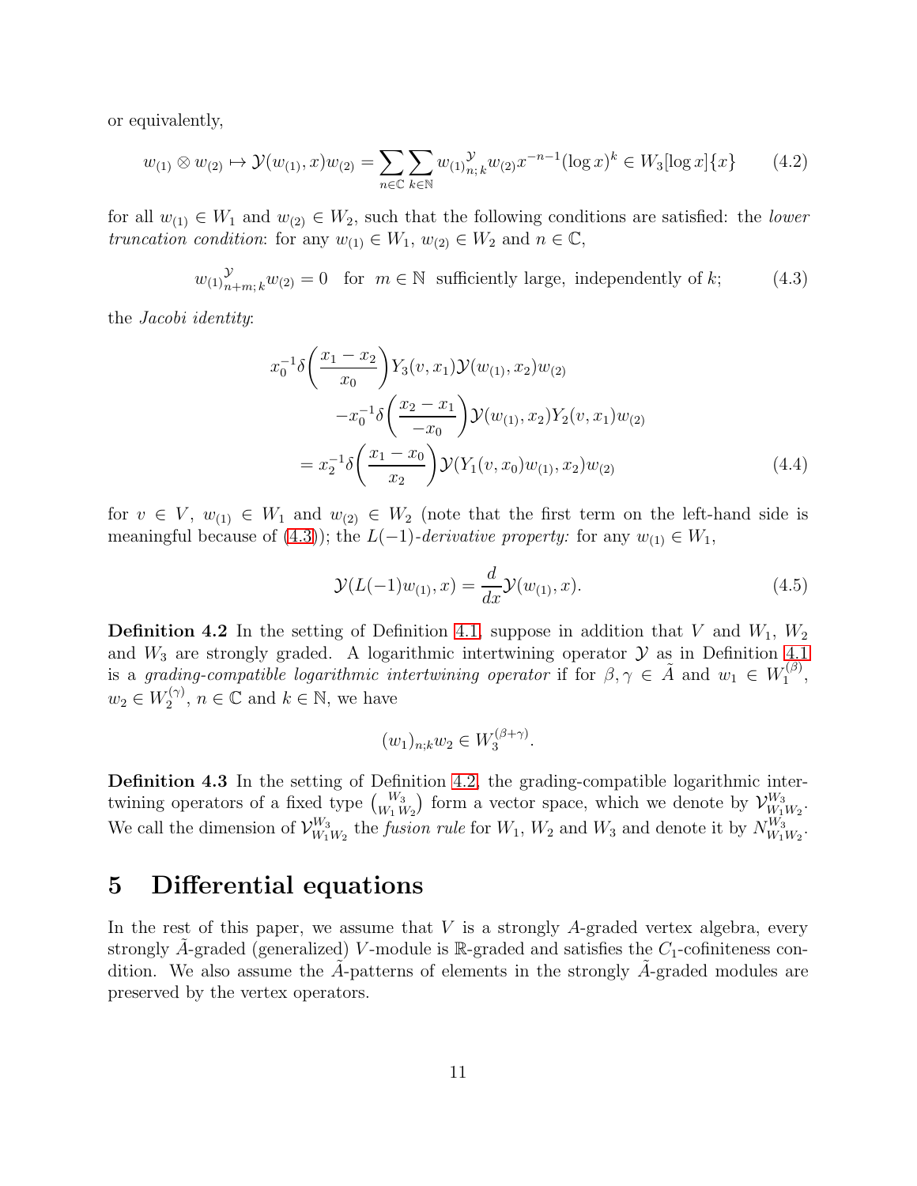or equivalently,

$$w_{(1)} \otimes w_{(2)} \mapsto \mathcal{Y}(w_{(1)}, x)w_{(2)} = \sum_{n\in\mathbb{C}} \sum_{k\in\mathbb{N}} {w_{(1)}}^{\mathcal{Y}}_{n;\,k} w_{(2)} x^{-n-1} (\log x)^k \in W_3[\log x]\{x\} \tag{4.2}$$

for all $w_{(1)} \in W_1$ and $w_{(2)} \in W_2$, such that the following conditions are satisfied: the *lower truncation condition*: for any $w_{(1)} \in W_1$, $w_{(2)} \in W_2$ and $n \in \mathbb{C}$,

$${w_{(1)}}^{\mathcal{Y}}_{n+m;\,k} w_{(2)} = 0 \quad \text{for} \quad m \in \mathbb{N} \ \text{ sufficiently large, independently of } k; \tag{4.3}$$

the *Jacobi identity*:

$$\begin{aligned}
x_0^{-1}\delta\bigg(\frac{x_1-x_2}{x_0}\bigg) & Y_3(v,x_1)\mathcal{Y}(w_{(1)},x_2)w_{(2)} \\
& - x_0^{-1}\delta\bigg(\frac{x_2-x_1}{-x_0}\bigg)\mathcal{Y}(w_{(1)},x_2)Y_2(v,x_1)w_{(2)} \\
&= x_2^{-1}\delta\bigg(\frac{x_1-x_0}{x_2}\bigg)\mathcal{Y}(Y_1(v,x_0)w_{(1)},x_2)w_{(2)}
\end{aligned} \tag{4.4}$$

for $v \in V$, $w_{(1)} \in W_1$ and $w_{(2)} \in W_2$ (note that the first term on the left-hand side is meaningful because of (4.3)); the $L(-1)$*-derivative property:* for any $w_{(1)} \in W_1$,

$$\mathcal{Y}(L(-1)w_{(1)}, x) = \frac{d}{dx}\mathcal{Y}(w_{(1)}, x). \tag{4.5}$$

**Definition 4.2** In the setting of Definition 4.1, suppose in addition that $V$ and $W_1$, $W_2$ and $W_3$ are strongly graded. A logarithmic intertwining operator $\mathcal{Y}$ as in Definition 4.1 is a *grading-compatible logarithmic intertwining operator* if for $\beta, \gamma \in \tilde{A}$ and $w_1 \in W_1^{(\beta)}$, $w_2 \in W_2^{(\gamma)}$, $n \in \mathbb{C}$ and $k \in \mathbb{N}$, we have

$$(w_1)_{n;k}w_2 \in W_3^{(\beta+\gamma)}.$$

**Definition 4.3** In the setting of Definition 4.2, the grading-compatible logarithmic intertwining operators of a fixed type $\binom{W_3}{W_1\,W_2}$ form a vector space, which we denote by $\mathcal{V}^{W_3}_{W_1W_2}$. We call the dimension of $\mathcal{V}^{W_3}_{W_1W_2}$ the *fusion rule* for $W_1$, $W_2$ and $W_3$ and denote it by $N^{W_3}_{W_1W_2}$.

# 5 Differential equations

In the rest of this paper, we assume that $V$ is a strongly $A$-graded vertex algebra, every strongly $\tilde{A}$-graded (generalized) $V$-module is $\mathbb{R}$-graded and satisfies the $C_1$-cofiniteness condition. We also assume the $\tilde{A}$-patterns of elements in the strongly $\tilde{A}$-graded modules are preserved by the vertex operators.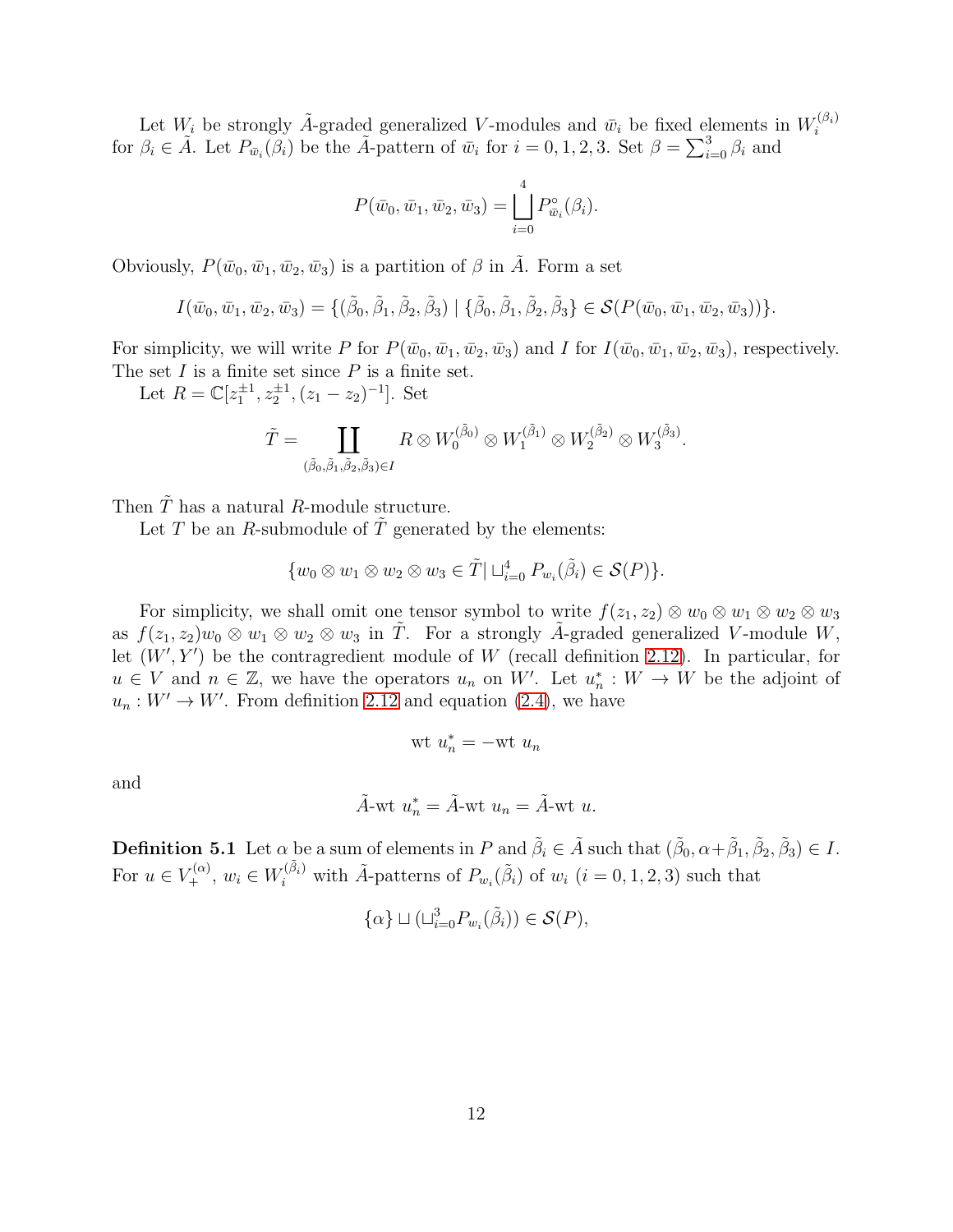Let $W_i$ be strongly $\tilde{A}$-graded generalized $V$-modules and $\bar{w}_i$ be fixed elements in $W_i^{(\beta_i)}$ for $\beta_i \in \tilde{A}$. Let $P_{\bar{w}_i}(\beta_i)$ be the $\tilde{A}$-pattern of $\bar{w}_i$ for $i = 0, 1, 2, 3$. Set $\beta = \sum_{i=0}^{3} \beta_i$ and

$$P(\bar{w}_0, \bar{w}_1, \bar{w}_2, \bar{w}_3) = \bigsqcup_{i=0}^{4} P^{\circ}_{\bar{w}_i}(\beta_i).$$

Obviously, $P(\bar{w}_0, \bar{w}_1, \bar{w}_2, \bar{w}_3)$ is a partition of $\beta$ in $\tilde{A}$. Form a set

$$I(\bar{w}_0, \bar{w}_1, \bar{w}_2, \bar{w}_3) = \{(\tilde{\beta}_0, \tilde{\beta}_1, \tilde{\beta}_2, \tilde{\beta}_3) \mid \{\tilde{\beta}_0, \tilde{\beta}_1, \tilde{\beta}_2, \tilde{\beta}_3\} \in \mathcal{S}(P(\bar{w}_0, \bar{w}_1, \bar{w}_2, \bar{w}_3))\}.$$

For simplicity, we will write $P$ for $P(\bar{w}_0, \bar{w}_1, \bar{w}_2, \bar{w}_3)$ and $I$ for $I(\bar{w}_0, \bar{w}_1, \bar{w}_2, \bar{w}_3)$, respectively. The set $I$ is a finite set since $P$ is a finite set.

Let $R = \mathbb{C}[z_1^{\pm 1}, z_2^{\pm 1}, (z_1 - z_2)^{-1}]$. Set

$$\tilde{T} = \coprod_{(\tilde{\beta}_0, \tilde{\beta}_1, \tilde{\beta}_2, \tilde{\beta}_3) \in I} R \otimes W_0^{(\tilde{\beta}_0)} \otimes W_1^{(\tilde{\beta}_1)} \otimes W_2^{(\tilde{\beta}_2)} \otimes W_3^{(\tilde{\beta}_3)}.$$

Then $\tilde{T}$ has a natural $R$-module structure.

Let $T$ be an $R$-submodule of $\tilde{T}$ generated by the elements:

$$\{w_0 \otimes w_1 \otimes w_2 \otimes w_3 \in \tilde{T} \mid \sqcup_{i=0}^{4} P_{w_i}(\tilde{\beta}_i) \in \mathcal{S}(P)\}.$$

For simplicity, we shall omit one tensor symbol to write $f(z_1, z_2) \otimes w_0 \otimes w_1 \otimes w_2 \otimes w_3$ as $f(z_1, z_2) w_0 \otimes w_1 \otimes w_2 \otimes w_3$ in $\tilde{T}$. For a strongly $\tilde{A}$-graded generalized $V$-module $W$, let $(W', Y')$ be the contragredient module of $W$ (recall definition 2.12). In particular, for $u \in V$ and $n \in \mathbb{Z}$, we have the operators $u_n$ on $W'$. Let $u_n^* : W \to W$ be the adjoint of $u_n : W' \to W'$. From definition 2.12 and equation (2.4), we have

$$\text{wt } u_n^* = -\text{wt } u_n$$

and

$$\tilde{A}\text{-wt } u_n^* = \tilde{A}\text{-wt } u_n = \tilde{A}\text{-wt } u.$$

**Definition 5.1** Let $\alpha$ be a sum of elements in $P$ and $\tilde{\beta}_i \in \tilde{A}$ such that $(\tilde{\beta}_0, \alpha + \tilde{\beta}_1, \tilde{\beta}_2, \tilde{\beta}_3) \in I$. For $u \in V_+^{(\alpha)}$, $w_i \in W_i^{(\tilde{\beta}_i)}$ with $\tilde{A}$-patterns of $P_{w_i}(\tilde{\beta}_i)$ of $w_i$ $(i = 0, 1, 2, 3)$ such that

$$\{\alpha\} \sqcup (\sqcup_{i=0}^{3} P_{w_i}(\tilde{\beta}_i)) \in \mathcal{S}(P),$$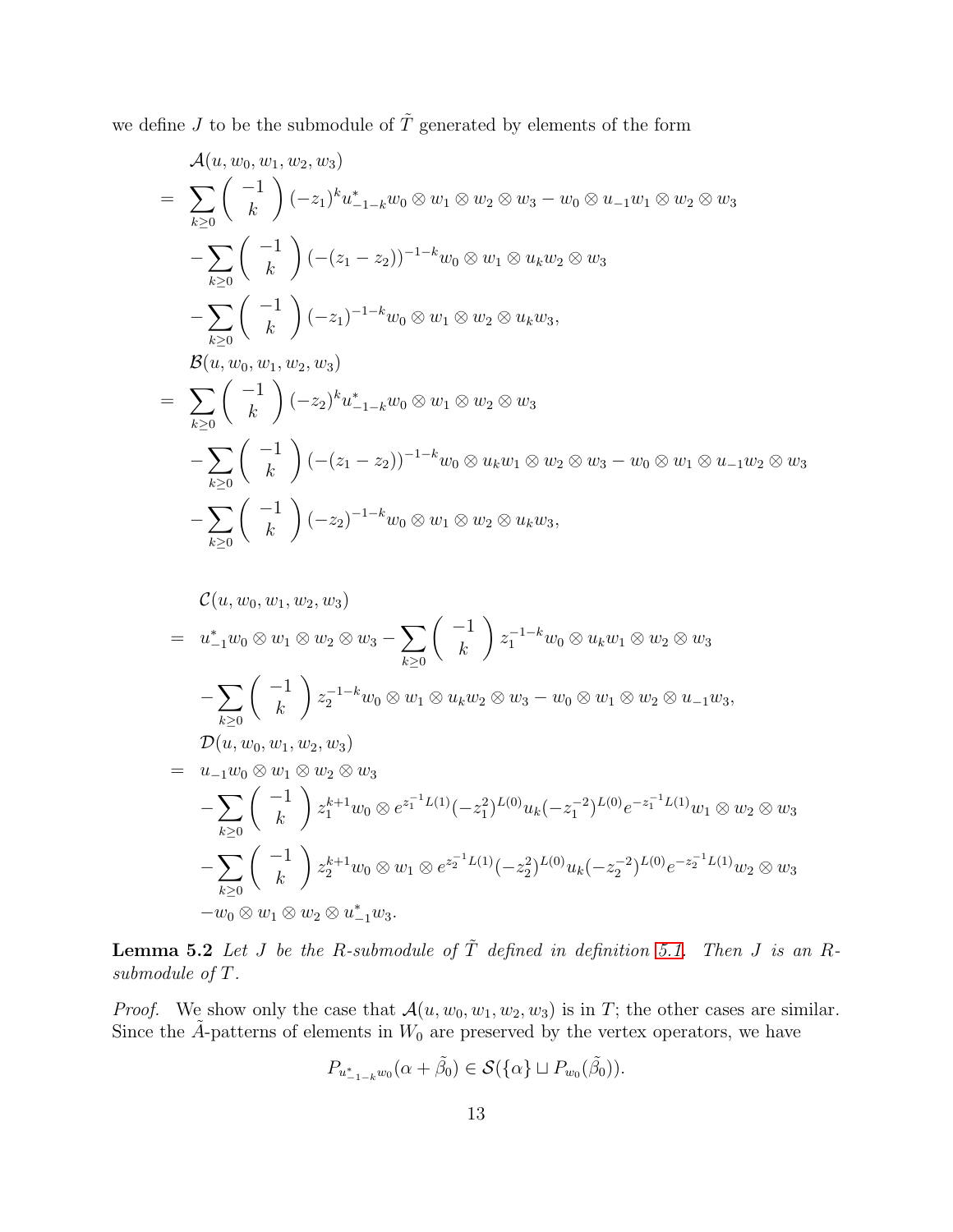we define $J$ to be the submodule of $\tilde{T}$ generated by elements of the form

$$
\begin{aligned}
& \mathcal{A}(u, w_0, w_1, w_2, w_3) \\
= \ & \sum_{k\geq 0} \left( \begin{array}{c} -1 \\ k \end{array} \right) (-z_1)^k u^*_{-1-k} w_0 \otimes w_1 \otimes w_2 \otimes w_3 - w_0 \otimes u_{-1} w_1 \otimes w_2 \otimes w_3 \\
& - \sum_{k\geq 0} \left( \begin{array}{c} -1 \\ k \end{array} \right) (-(z_1 - z_2))^{-1-k} w_0 \otimes w_1 \otimes u_k w_2 \otimes w_3 \\
& - \sum_{k\geq 0} \left( \begin{array}{c} -1 \\ k \end{array} \right) (-z_1)^{-1-k} w_0 \otimes w_1 \otimes w_2 \otimes u_k w_3, \\
& \mathcal{B}(u, w_0, w_1, w_2, w_3) \\
= \ & \sum_{k\geq 0} \left( \begin{array}{c} -1 \\ k \end{array} \right) (-z_2)^k u^*_{-1-k} w_0 \otimes w_1 \otimes w_2 \otimes w_3 \\
& - \sum_{k\geq 0} \left( \begin{array}{c} -1 \\ k \end{array} \right) (-(z_1 - z_2))^{-1-k} w_0 \otimes u_k w_1 \otimes w_2 \otimes w_3 - w_0 \otimes w_1 \otimes u_{-1} w_2 \otimes w_3 \\
& - \sum_{k\geq 0} \left( \begin{array}{c} -1 \\ k \end{array} \right) (-z_2)^{-1-k} w_0 \otimes w_1 \otimes w_2 \otimes u_k w_3,
\end{aligned}
$$

$$
\begin{aligned}
& \mathcal{C}(u, w_0, w_1, w_2, w_3) \\
= \ & u^*_{-1} w_0 \otimes w_1 \otimes w_2 \otimes w_3 - \sum_{k\geq 0} \left( \begin{array}{c} -1 \\ k \end{array} \right) z_1^{-1-k} w_0 \otimes u_k w_1 \otimes w_2 \otimes w_3 \\
& - \sum_{k\geq 0} \left( \begin{array}{c} -1 \\ k \end{array} \right) z_2^{-1-k} w_0 \otimes w_1 \otimes u_k w_2 \otimes w_3 - w_0 \otimes w_1 \otimes w_2 \otimes u_{-1} w_3, \\
& \mathcal{D}(u, w_0, w_1, w_2, w_3) \\
= \ & u_{-1} w_0 \otimes w_1 \otimes w_2 \otimes w_3 \\
& - \sum_{k\geq 0} \left( \begin{array}{c} -1 \\ k \end{array} \right) z_1^{k+1} w_0 \otimes e^{z_1^{-1} L(1)} (-z_1^2)^{L(0)} u_k (-z_1^{-2})^{L(0)} e^{-z_1^{-1} L(1)} w_1 \otimes w_2 \otimes w_3 \\
& - \sum_{k\geq 0} \left( \begin{array}{c} -1 \\ k \end{array} \right) z_2^{k+1} w_0 \otimes w_1 \otimes e^{z_2^{-1} L(1)} (-z_2^2)^{L(0)} u_k (-z_2^{-2})^{L(0)} e^{-z_2^{-1} L(1)} w_2 \otimes w_3 \\
& - w_0 \otimes w_1 \otimes w_2 \otimes u^*_{-1} w_3.
\end{aligned}
$$

**Lemma 5.2** *Let $J$ be the $R$-submodule of $\tilde{T}$ defined in definition 5.1. Then $J$ is an $R$-submodule of $T$.*

*Proof.* We show only the case that $\mathcal{A}(u, w_0, w_1, w_2, w_3)$ is in $T$; the other cases are similar. Since the $\tilde{A}$-patterns of elements in $W_0$ are preserved by the vertex operators, we have

$$
P_{u^*_{-1-k} w_0}(\alpha + \tilde{\beta}_0) \in \mathcal{S}(\{\alpha\} \sqcup P_{w_0}(\tilde{\beta}_0)).
$$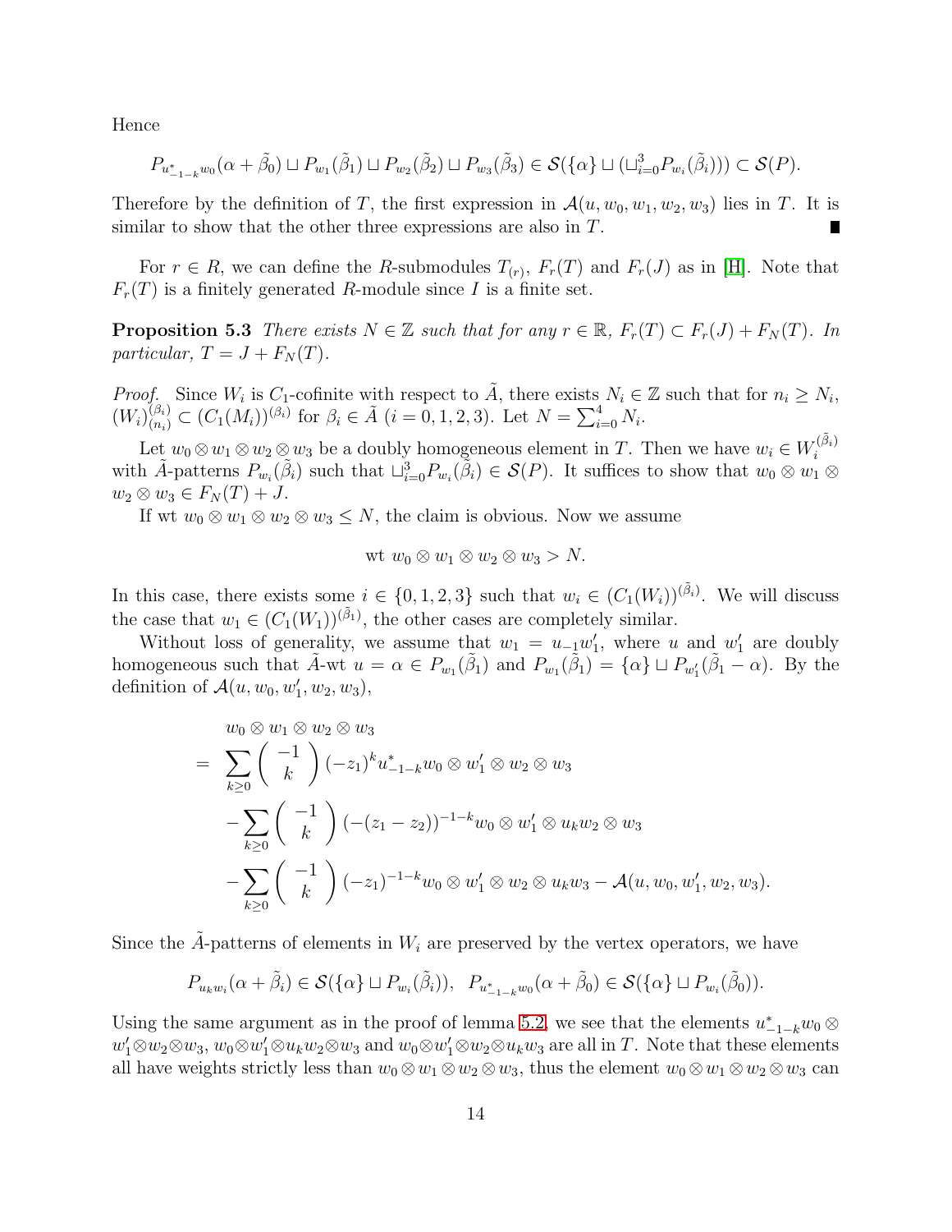Hence

$$P_{u^*_{-1-k}w_0}(\alpha+\tilde{\beta}_0)\sqcup P_{w_1}(\tilde{\beta}_1)\sqcup P_{w_2}(\tilde{\beta}_2)\sqcup P_{w_3}(\tilde{\beta}_3)\in \mathcal{S}(\{\alpha\}\sqcup(\sqcup_{i=0}^3 P_{w_i}(\tilde{\beta}_i)))\subset \mathcal{S}(P).$$

Therefore by the definition of $T$, the first expression in $\mathcal{A}(u,w_0,w_1,w_2,w_3)$ lies in $T$. It is similar to show that the other three expressions are also in $T$. ∎

For $r\in R$, we can define the $R$-submodules $T_{(r)}$, $F_r(T)$ and $F_r(J)$ as in [H]. Note that $F_r(T)$ is a finitely generated $R$-module since $I$ is a finite set.

**Proposition 5.3** *There exists $N\in\mathbb{Z}$ such that for any $r\in\mathbb{R}$, $F_r(T)\subset F_r(J)+F_N(T)$. In particular, $T=J+F_N(T)$.*

*Proof.* Since $W_i$ is $C_1$-cofinite with respect to $\tilde{A}$, there exists $N_i\in\mathbb{Z}$ such that for $n_i\geq N_i$, $(W_i)^{(\beta_i)}_{(n_i)}\subset (C_1(M_i))^{(\beta_i)}$ for $\beta_i\in\tilde{A}$ $(i=0,1,2,3)$. Let $N=\sum_{i=0}^4 N_i$.

Let $w_0\otimes w_1\otimes w_2\otimes w_3$ be a doubly homogeneous element in $T$. Then we have $w_i\in W_i^{(\tilde{\beta}_i)}$ with $\tilde{A}$-patterns $P_{w_i}(\tilde{\beta}_i)$ such that $\sqcup_{i=0}^3 P_{w_i}(\tilde{\beta}_i)\in\mathcal{S}(P)$. It suffices to show that $w_0\otimes w_1\otimes w_2\otimes w_3\in F_N(T)+J$.

If wt $w_0\otimes w_1\otimes w_2\otimes w_3\leq N$, the claim is obvious. Now we assume

$$\text{wt } w_0\otimes w_1\otimes w_2\otimes w_3 > N.$$

In this case, there exists some $i\in\{0,1,2,3\}$ such that $w_i\in (C_1(W_i))^{(\tilde{\beta}_i)}$. We will discuss the case that $w_1\in (C_1(W_1))^{(\tilde{\beta}_1)}$, the other cases are completely similar.

Without loss of generality, we assume that $w_1=u_{-1}w_1'$, where $u$ and $w_1'$ are doubly homogeneous such that $\tilde{A}$-wt $u=\alpha\in P_{w_1}(\tilde{\beta}_1)$ and $P_{w_1}(\tilde{\beta}_1)=\{\alpha\}\sqcup P_{w_1'}(\tilde{\beta}_1-\alpha)$. By the definition of $\mathcal{A}(u,w_0,w_1',w_2,w_3)$,

$$\begin{aligned}
& w_0\otimes w_1\otimes w_2\otimes w_3\\
=\ & \sum_{k\geq 0}\binom{-1}{k}(-z_1)^k u^*_{-1-k}w_0\otimes w_1'\otimes w_2\otimes w_3\\
& -\sum_{k\geq 0}\binom{-1}{k}(-(z_1-z_2))^{-1-k}w_0\otimes w_1'\otimes u_k w_2\otimes w_3\\
& -\sum_{k\geq 0}\binom{-1}{k}(-z_1)^{-1-k}w_0\otimes w_1'\otimes w_2\otimes u_k w_3-\mathcal{A}(u,w_0,w_1',w_2,w_3).
\end{aligned}$$

Since the $\tilde{A}$-patterns of elements in $W_i$ are preserved by the vertex operators, we have

$$P_{u_k w_i}(\alpha+\tilde{\beta}_i)\in\mathcal{S}(\{\alpha\}\sqcup P_{w_i}(\tilde{\beta}_i)),\ \ P_{u^*_{-1-k}w_0}(\alpha+\tilde{\beta}_0)\in\mathcal{S}(\{\alpha\}\sqcup P_{w_i}(\tilde{\beta}_0)).$$

Using the same argument as in the proof of lemma 5.2, we see that the elements $u^*_{-1-k}w_0\otimes w_1'\otimes w_2\otimes w_3$, $w_0\otimes w_1'\otimes u_k w_2\otimes w_3$ and $w_0\otimes w_1'\otimes w_2\otimes u_k w_3$ are all in $T$. Note that these elements all have weights strictly less than $w_0\otimes w_1\otimes w_2\otimes w_3$, thus the element $w_0\otimes w_1\otimes w_2\otimes w_3$ can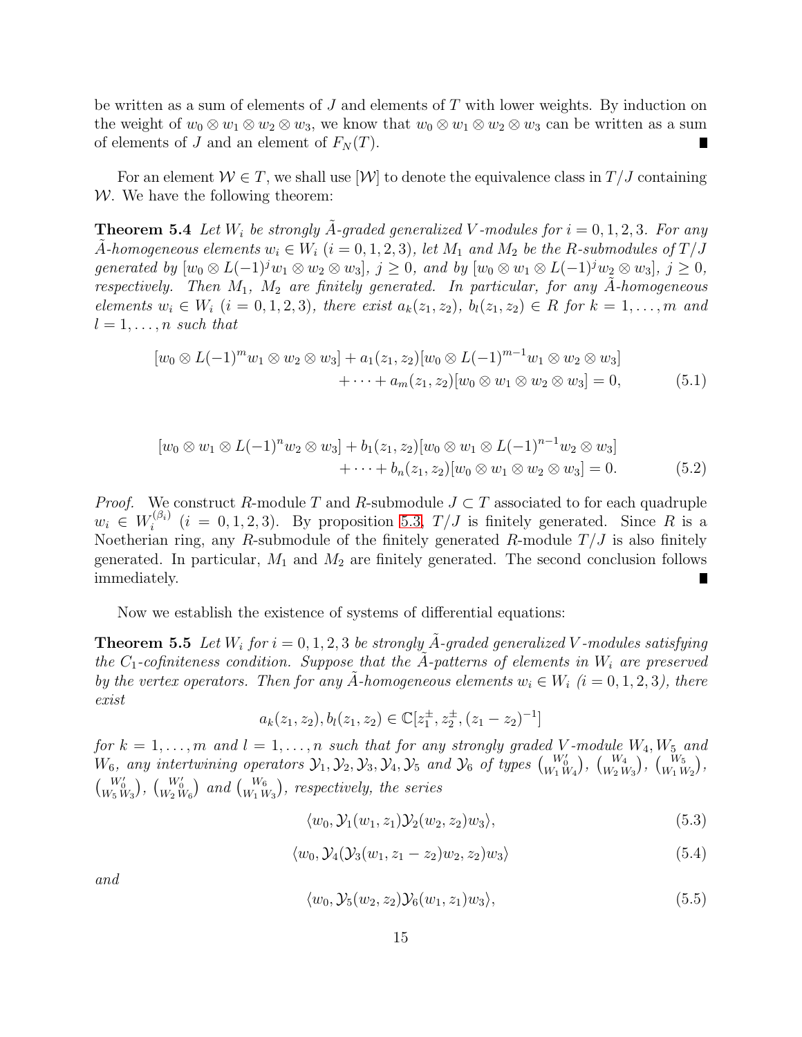be written as a sum of elements of $J$ and elements of $T$ with lower weights. By induction on the weight of $w_0 \otimes w_1 \otimes w_2 \otimes w_3$, we know that $w_0 \otimes w_1 \otimes w_2 \otimes w_3$ can be written as a sum of elements of $J$ and an element of $F_N(T)$. ∎

For an element $\mathcal{W} \in T$, we shall use $[\mathcal{W}]$ to denote the equivalence class in $T/J$ containing $\mathcal{W}$. We have the following theorem:

**Theorem 5.4** *Let $W_i$ be strongly $\tilde{A}$-graded generalized $V$-modules for $i = 0, 1, 2, 3$. For any $\tilde{A}$-homogeneous elements $w_i \in W_i$ $(i = 0, 1, 2, 3)$, let $M_1$ and $M_2$ be the $R$-submodules of $T/J$ generated by $[w_0 \otimes L(-1)^j w_1 \otimes w_2 \otimes w_3]$, $j \geq 0$, and by $[w_0 \otimes w_1 \otimes L(-1)^j w_2 \otimes w_3]$, $j \geq 0$, respectively. Then $M_1$, $M_2$ are finitely generated. In particular, for any $\tilde{A}$-homogeneous elements $w_i \in W_i$ $(i = 0, 1, 2, 3)$, there exist $a_k(z_1, z_2)$, $b_l(z_1, z_2) \in R$ for $k = 1, \dots, m$ and $l = 1, \dots, n$ such that*

$$[w_0 \otimes L(-1)^m w_1 \otimes w_2 \otimes w_3] + a_1(z_1, z_2)[w_0 \otimes L(-1)^{m-1} w_1 \otimes w_2 \otimes w_3] + \cdots + a_m(z_1, z_2)[w_0 \otimes w_1 \otimes w_2 \otimes w_3] = 0, \tag{5.1}$$

$$[w_0 \otimes w_1 \otimes L(-1)^n w_2 \otimes w_3] + b_1(z_1, z_2)[w_0 \otimes w_1 \otimes L(-1)^{n-1} w_2 \otimes w_3] + \cdots + b_n(z_1, z_2)[w_0 \otimes w_1 \otimes w_2 \otimes w_3] = 0. \tag{5.2}$$

*Proof.* We construct $R$-module $T$ and $R$-submodule $J \subset T$ associated to for each quadruple $w_i \in W_i^{(\beta_i)}$ $(i = 0, 1, 2, 3)$. By proposition 5.3, $T/J$ is finitely generated. Since $R$ is a Noetherian ring, any $R$-submodule of the finitely generated $R$-module $T/J$ is also finitely generated. In particular, $M_1$ and $M_2$ are finitely generated. The second conclusion follows immediately. ∎

Now we establish the existence of systems of differential equations:

**Theorem 5.5** *Let $W_i$ for $i = 0, 1, 2, 3$ be strongly $\tilde{A}$-graded generalized $V$-modules satisfying the $C_1$-cofiniteness condition. Suppose that the $\tilde{A}$-patterns of elements in $W_i$ are preserved by the vertex operators. Then for any $\tilde{A}$-homogeneous elements $w_i \in W_i$ $(i = 0, 1, 2, 3)$, there exist*

$$a_k(z_1, z_2), b_l(z_1, z_2) \in \mathbb{C}[z_1^{\pm}, z_2^{\pm}, (z_1 - z_2)^{-1}]$$

*for $k = 1, \dots, m$ and $l = 1, \dots, n$ such that for any strongly graded $V$-module $W_4, W_5$ and $W_6$, any intertwining operators $\mathcal{Y}_1, \mathcal{Y}_2, \mathcal{Y}_3, \mathcal{Y}_4, \mathcal{Y}_5$ and $\mathcal{Y}_6$ of types $\binom{W_0'}{W_1\, W_4}$, $\binom{W_4}{W_2\, W_3}$, $\binom{W_5}{W_1\, W_2}$, $\binom{W_0'}{W_5\, W_3}$, $\binom{W_0'}{W_2\, W_6}$ and $\binom{W_6}{W_1\, W_3}$, respectively, the series*

$$\langle w_0, \mathcal{Y}_1(w_1, z_1)\mathcal{Y}_2(w_2, z_2)w_3\rangle, \tag{5.3}$$

$$\langle w_0, \mathcal{Y}_4(\mathcal{Y}_3(w_1, z_1 - z_2)w_2, z_2)w_3\rangle \tag{5.4}$$

*and*

$$\langle w_0, \mathcal{Y}_5(w_2, z_2)\mathcal{Y}_6(w_1, z_1)w_3\rangle, \tag{5.5}$$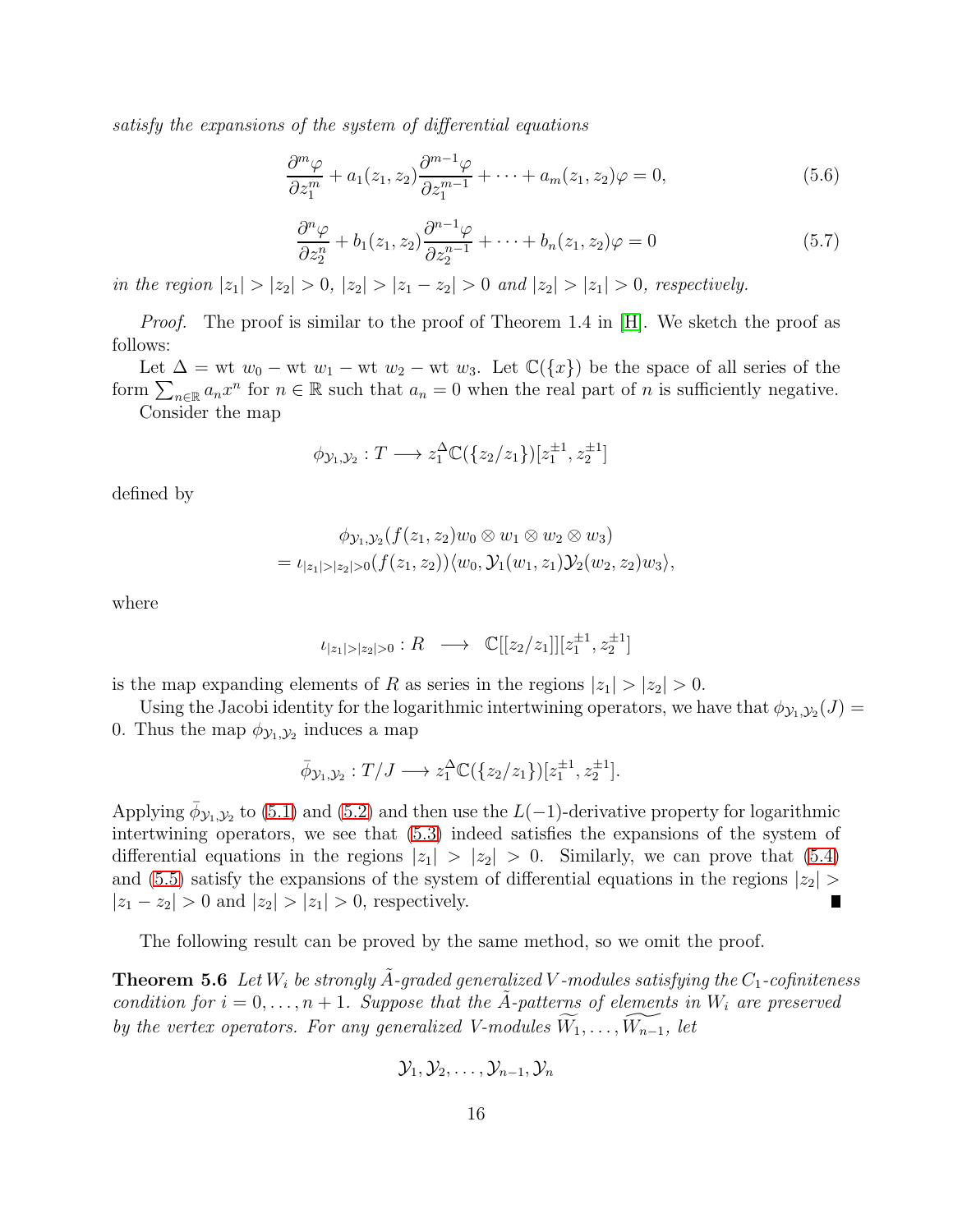*satisfy the expansions of the system of differential equations*

$$\frac{\partial^m \varphi}{\partial z_1^m} + a_1(z_1, z_2)\frac{\partial^{m-1}\varphi}{\partial z_1^{m-1}} + \cdots + a_m(z_1, z_2)\varphi = 0, \tag{5.6}$$

$$\frac{\partial^n \varphi}{\partial z_2^n} + b_1(z_1, z_2)\frac{\partial^{n-1}\varphi}{\partial z_2^{n-1}} + \cdots + b_n(z_1, z_2)\varphi = 0 \tag{5.7}$$

*in the region $|z_1| > |z_2| > 0$, $|z_2| > |z_1 - z_2| > 0$ and $|z_2| > |z_1| > 0$, respectively.*

*Proof.* The proof is similar to the proof of Theorem 1.4 in [H]. We sketch the proof as follows:

Let $\Delta = \text{wt } w_0 - \text{wt } w_1 - \text{wt } w_2 - \text{wt } w_3$. Let $\mathbb{C}(\{x\})$ be the space of all series of the form $\sum_{n\in\mathbb{R}} a_n x^n$ for $n \in \mathbb{R}$ such that $a_n = 0$ when the real part of $n$ is sufficiently negative.

Consider the map

$$\phi_{\mathcal{Y}_1,\mathcal{Y}_2} : T \longrightarrow z_1^{\Delta}\mathbb{C}(\{z_2/z_1\})[z_1^{\pm 1}, z_2^{\pm 1}]$$

defined by

$$\begin{aligned} &\phi_{\mathcal{Y}_1,\mathcal{Y}_2}(f(z_1, z_2)w_0 \otimes w_1 \otimes w_2 \otimes w_3) \\ &= \iota_{|z_1|>|z_2|>0}(f(z_1, z_2))\langle w_0, \mathcal{Y}_1(w_1, z_1)\mathcal{Y}_2(w_2, z_2)w_3\rangle, \end{aligned}$$

where

$$\iota_{|z_1|>|z_2|>0} : R \longrightarrow \mathbb{C}[[z_2/z_1]][z_1^{\pm 1}, z_2^{\pm 1}]$$

is the map expanding elements of $R$ as series in the regions $|z_1| > |z_2| > 0$.

Using the Jacobi identity for the logarithmic intertwining operators, we have that $\phi_{\mathcal{Y}_1,\mathcal{Y}_2}(J) = 0$. Thus the map $\phi_{\mathcal{Y}_1,\mathcal{Y}_2}$ induces a map

$$\bar{\phi}_{\mathcal{Y}_1,\mathcal{Y}_2} : T/J \longrightarrow z_1^{\Delta}\mathbb{C}(\{z_2/z_1\})[z_1^{\pm 1}, z_2^{\pm 1}].$$

Applying $\bar{\phi}_{\mathcal{Y}_1,\mathcal{Y}_2}$ to (5.1) and (5.2) and then use the $L(-1)$-derivative property for logarithmic intertwining operators, we see that (5.3) indeed satisfies the expansions of the system of differential equations in the regions $|z_1| > |z_2| > 0$. Similarly, we can prove that (5.4) and (5.5) satisfy the expansions of the system of differential equations in the regions $|z_2| > |z_1 - z_2| > 0$ and $|z_2| > |z_1| > 0$, respectively. ∎

The following result can be proved by the same method, so we omit the proof.

**Theorem 5.6** *Let $W_i$ be strongly $\tilde{A}$-graded generalized $V$-modules satisfying the $C_1$-cofiniteness condition for $i = 0, \ldots, n+1$. Suppose that the $\tilde{A}$-patterns of elements in $W_i$ are preserved by the vertex operators. For any generalized $V$-modules $\widetilde{W_1}, \ldots, \widetilde{W_{n-1}}$, let*

$$\mathcal{Y}_1, \mathcal{Y}_2, \ldots, \mathcal{Y}_{n-1}, \mathcal{Y}_n$$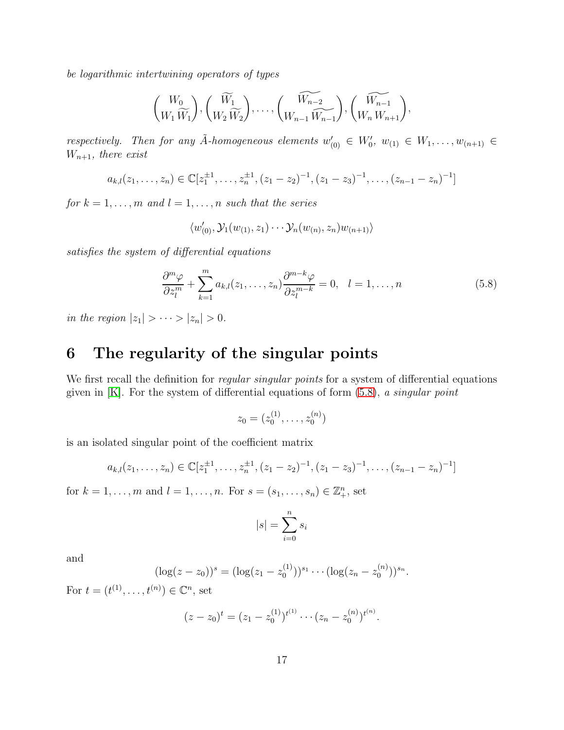*be logarithmic intertwining operators of types*

$$\binom{W_0}{W_1\,\widetilde{W_1}}, \binom{\widetilde{W_1}}{W_2\,\widetilde{W_2}}, \ldots, \binom{\widetilde{W_{n-2}}}{W_{n-1}\,\widetilde{W_{n-1}}}, \binom{\widetilde{W_{n-1}}}{W_n\,W_{n+1}},$$

*respectively. Then for any $\tilde{A}$-homogeneous elements $w'_{(0)} \in W'_0$, $w_{(1)} \in W_1, \ldots, w_{(n+1)} \in W_{n+1}$, there exist*

$$a_{k,l}(z_1, \ldots, z_n) \in \mathbb{C}[z_1^{\pm 1}, \ldots, z_n^{\pm 1}, (z_1 - z_2)^{-1}, (z_1 - z_3)^{-1}, \ldots, (z_{n-1} - z_n)^{-1}]$$

*for $k = 1, \ldots, m$ and $l = 1, \ldots, n$ such that the series*

$$\langle w'_{(0)}, \mathcal{Y}_1(w_{(1)}, z_1) \cdots \mathcal{Y}_n(w_{(n)}, z_n) w_{(n+1)} \rangle$$

*satisfies the system of differential equations*

$$\frac{\partial^m \varphi}{\partial z_l^m} + \sum_{k=1}^{m} a_{k,l}(z_1, \ldots, z_n) \frac{\partial^{m-k} \varphi}{\partial z_l^{m-k}} = 0, \quad l = 1, \ldots, n \tag{5.8}$$

*in the region $|z_1| > \cdots > |z_n| > 0$.*

# 6 The regularity of the singular points

We first recall the definition for *regular singular points* for a system of differential equations given in [K]. For the system of differential equations of form (5.8), *a singular point*

$$z_0 = (z_0^{(1)}, \ldots, z_0^{(n)})$$

is an isolated singular point of the coefficient matrix

$$a_{k,l}(z_1, \ldots, z_n) \in \mathbb{C}[z_1^{\pm 1}, \ldots, z_n^{\pm 1}, (z_1 - z_2)^{-1}, (z_1 - z_3)^{-1}, \ldots, (z_{n-1} - z_n)^{-1}]$$

for $k = 1, \ldots, m$ and $l = 1, \ldots, n$. For $s = (s_1, \ldots, s_n) \in \mathbb{Z}_+^n$, set

$$|s| = \sum_{i=0}^{n} s_i$$

and

$$(\log(z - z_0))^s = (\log(z_1 - z_0^{(1)}))^{s_1} \cdots (\log(z_n - z_0^{(n)}))^{s_n}.$$

For $t = (t^{(1)}, \ldots, t^{(n)}) \in \mathbb{C}^n$, set

$$(z - z_0)^t = (z_1 - z_0^{(1)})^{t^{(1)}} \cdots (z_n - z_0^{(n)})^{t^{(n)}}.$$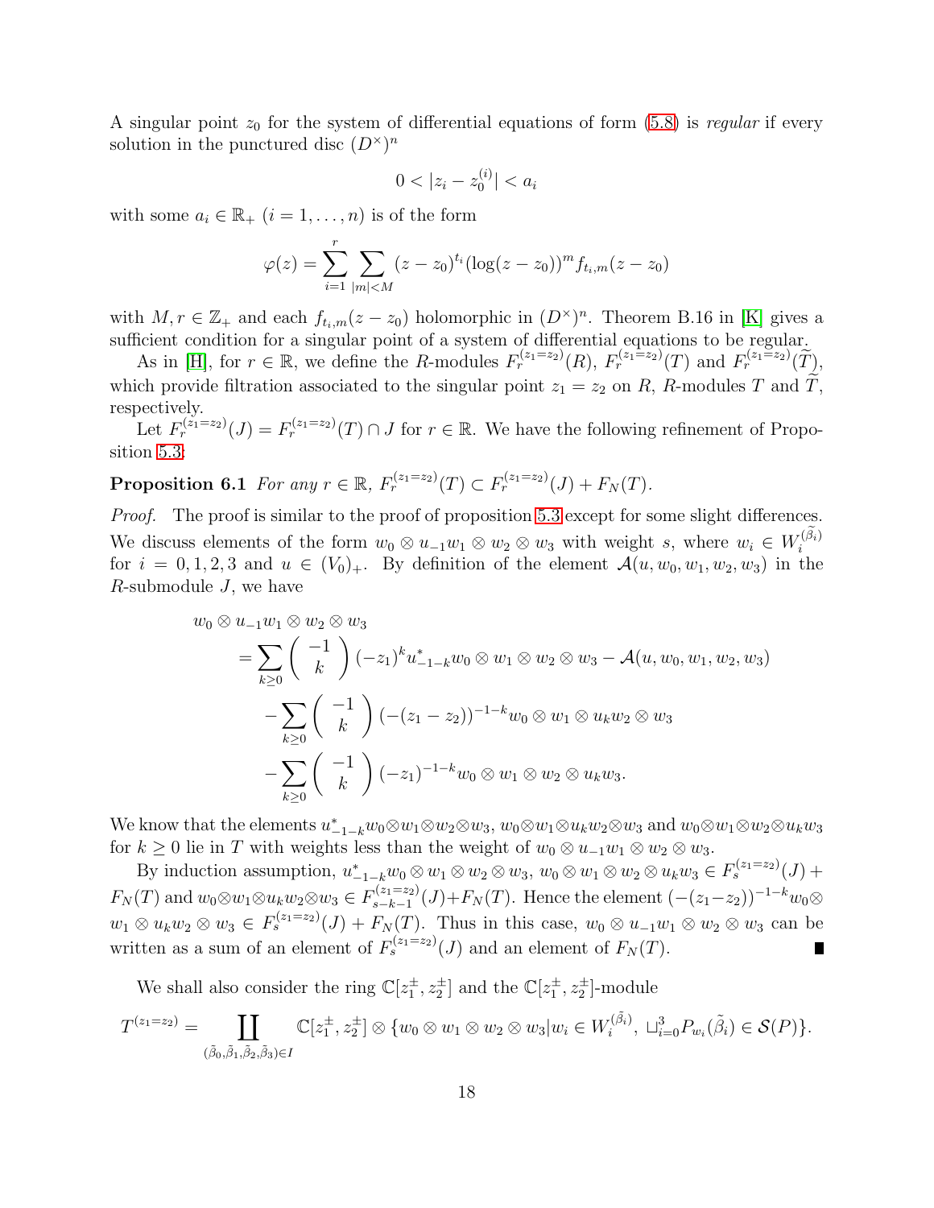A singular point $z_0$ for the system of differential equations of form (5.8) is *regular* if every solution in the punctured disc $(D^\times)^n$

$$0 < |z_i - z_0^{(i)}| < a_i$$

with some $a_i \in \mathbb{R}_+$ $(i = 1, \ldots, n)$ is of the form

$$\varphi(z) = \sum_{i=1}^{r} \sum_{|m|<M} (z - z_0)^{t_i} (\log(z - z_0))^m f_{t_i,m}(z - z_0)$$

with $M, r \in \mathbb{Z}_+$ and each $f_{t_i,m}(z - z_0)$ holomorphic in $(D^\times)^n$. Theorem B.16 in [K] gives a sufficient condition for a singular point of a system of differential equations to be regular.

As in [H], for $r \in \mathbb{R}$, we define the $R$-modules $F_r^{(z_1=z_2)}(R)$, $F_r^{(z_1=z_2)}(T)$ and $F_r^{(z_1=z_2)}(\widetilde{T})$, which provide filtration associated to the singular point $z_1 = z_2$ on $R$, $R$-modules $T$ and $\widetilde{T}$, respectively.

Let $F_r^{(z_1=z_2)}(J) = F_r^{(z_1=z_2)}(T) \cap J$ for $r \in \mathbb{R}$. We have the following refinement of Proposition 5.3:

**Proposition 6.1** *For any $r \in \mathbb{R}$, $F_r^{(z_1=z_2)}(T) \subset F_r^{(z_1=z_2)}(J) + F_N(T)$.*

*Proof.* The proof is similar to the proof of proposition 5.3 except for some slight differences. We discuss elements of the form $w_0 \otimes u_{-1}w_1 \otimes w_2 \otimes w_3$ with weight $s$, where $w_i \in W_i^{(\tilde{\beta}_i)}$ for $i = 0, 1, 2, 3$ and $u \in (V_0)_+$. By definition of the element $\mathcal{A}(u, w_0, w_1, w_2, w_3)$ in the $R$-submodule $J$, we have

$$\begin{aligned}
w_0 \otimes u_{-1}w_1 \otimes w_2 \otimes w_3
&= \sum_{k\geq 0} \binom{-1}{k} (-z_1)^k u^*_{-1-k} w_0 \otimes w_1 \otimes w_2 \otimes w_3 - \mathcal{A}(u, w_0, w_1, w_2, w_3) \\
&\quad - \sum_{k\geq 0} \binom{-1}{k} (-(z_1 - z_2))^{-1-k} w_0 \otimes w_1 \otimes u_k w_2 \otimes w_3 \\
&\quad - \sum_{k\geq 0} \binom{-1}{k} (-z_1)^{-1-k} w_0 \otimes w_1 \otimes w_2 \otimes u_k w_3.
\end{aligned}$$

We know that the elements $u^*_{-1-k}w_0 \otimes w_1 \otimes w_2 \otimes w_3$, $w_0 \otimes w_1 \otimes u_k w_2 \otimes w_3$ and $w_0 \otimes w_1 \otimes w_2 \otimes u_k w_3$ for $k \geq 0$ lie in $T$ with weights less than the weight of $w_0 \otimes u_{-1}w_1 \otimes w_2 \otimes w_3$.

By induction assumption, $u^*_{-1-k}w_0 \otimes w_1 \otimes w_2 \otimes w_3$, $w_0 \otimes w_1 \otimes w_2 \otimes u_k w_3 \in F_s^{(z_1=z_2)}(J) + F_N(T)$ and $w_0 \otimes w_1 \otimes u_k w_2 \otimes w_3 \in F_{s-k-1}^{(z_1=z_2)}(J) + F_N(T)$. Hence the element $(-(z_1-z_2))^{-1-k} w_0 \otimes w_1 \otimes u_k w_2 \otimes w_3 \in F_s^{(z_1=z_2)}(J) + F_N(T)$. Thus in this case, $w_0 \otimes u_{-1}w_1 \otimes w_2 \otimes w_3$ can be written as a sum of an element of $F_s^{(z_1=z_2)}(J)$ and an element of $F_N(T)$. ∎

We shall also consider the ring $\mathbb{C}[z_1^{\pm}, z_2^{\pm}]$ and the $\mathbb{C}[z_1^{\pm}, z_2^{\pm}]$-module

$$T^{(z_1=z_2)} = \coprod_{(\tilde{\beta}_0, \tilde{\beta}_1, \tilde{\beta}_2, \tilde{\beta}_3) \in I} \mathbb{C}[z_1^{\pm}, z_2^{\pm}] \otimes \{w_0 \otimes w_1 \otimes w_2 \otimes w_3 | w_i \in W_i^{(\tilde{\beta}_i)},\ \sqcup_{i=0}^{3} P_{w_i}(\tilde{\beta}_i) \in \mathcal{S}(P)\}.$$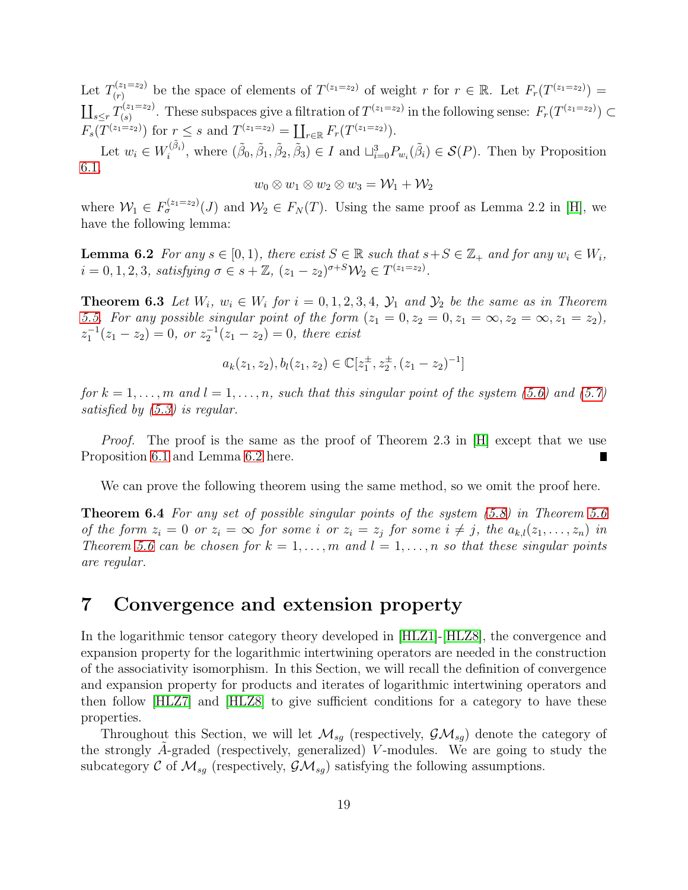Let $T^{(z_1=z_2)}_{(r)}$ be the space of elements of $T^{(z_1=z_2)}$ of weight $r$ for $r \in \mathbb{R}$. Let $F_r(T^{(z_1=z_2)}) = \coprod_{s\leq r} T^{(z_1=z_2)}_{(s)}$. These subspaces give a filtration of $T^{(z_1=z_2)}$ in the following sense: $F_r(T^{(z_1=z_2)}) \subset F_s(T^{(z_1=z_2)})$ for $r \leq s$ and $T^{(z_1=z_2)} = \coprod_{r\in\mathbb{R}} F_r(T^{(z_1=z_2)})$.

Let $w_i \in W_i^{(\tilde{\beta}_i)}$, where $(\tilde{\beta}_0, \tilde{\beta}_1, \tilde{\beta}_2, \tilde{\beta}_3) \in I$ and $\sqcup_{i=0}^{3} P_{w_i}(\tilde{\beta}_i) \in \mathcal{S}(P)$. Then by Proposition 6.1,

$$w_0 \otimes w_1 \otimes w_2 \otimes w_3 = \mathcal{W}_1 + \mathcal{W}_2$$

where $\mathcal{W}_1 \in F_{\sigma}^{(z_1=z_2)}(J)$ and $\mathcal{W}_2 \in F_N(T)$. Using the same proof as Lemma 2.2 in [H], we have the following lemma:

**Lemma 6.2** *For any $s \in [0, 1)$, there exist $S \in \mathbb{R}$ such that $s + S \in \mathbb{Z}_+$ and for any $w_i \in W_i$, $i = 0, 1, 2, 3$, satisfying $\sigma \in s + \mathbb{Z}$, $(z_1 - z_2)^{\sigma+S}\mathcal{W}_2 \in T^{(z_1=z_2)}$.*

**Theorem 6.3** *Let $W_i$, $w_i \in W_i$ for $i = 0, 1, 2, 3, 4$, $\mathcal{Y}_1$ and $\mathcal{Y}_2$ be the same as in Theorem 5.5. For any possible singular point of the form $(z_1 = 0, z_2 = 0, z_1 = \infty, z_2 = \infty, z_1 = z_2)$, $z_1^{-1}(z_1 - z_2) = 0$, or $z_2^{-1}(z_1 - z_2) = 0$, there exist*

$$a_k(z_1, z_2), b_l(z_1, z_2) \in \mathbb{C}[z_1^{\pm}, z_2^{\pm}, (z_1 - z_2)^{-1}]$$

*for $k = 1, \ldots, m$ and $l = 1, \ldots, n$, such that this singular point of the system (5.6) and (5.7) satisfied by (5.3) is regular.*

*Proof.* The proof is the same as the proof of Theorem 2.3 in [H] except that we use Proposition 6.1 and Lemma 6.2 here. ∎

We can prove the following theorem using the same method, so we omit the proof here.

**Theorem 6.4** *For any set of possible singular points of the system (5.8) in Theorem 5.6 of the form $z_i = 0$ or $z_i = \infty$ for some $i$ or $z_i = z_j$ for some $i \neq j$, the $a_{k,l}(z_1, \ldots, z_n)$ in Theorem 5.6 can be chosen for $k = 1, \ldots, m$ and $l = 1, \ldots, n$ so that these singular points are regular.*

# 7 Convergence and extension property

In the logarithmic tensor category theory developed in [HLZ1]-[HLZ8], the convergence and expansion property for the logarithmic intertwining operators are needed in the construction of the associativity isomorphism. In this Section, we will recall the definition of convergence and expansion property for products and iterates of logarithmic intertwining operators and then follow [HLZ7] and [HLZ8] to give sufficient conditions for a category to have these properties.

Throughout this Section, we will let $\mathcal{M}_{sg}$ (respectively, $\mathcal{GM}_{sg}$) denote the category of the strongly $\tilde{A}$-graded (respectively, generalized) $V$-modules. We are going to study the subcategory $\mathcal{C}$ of $\mathcal{M}_{sg}$ (respectively, $\mathcal{GM}_{sg}$) satisfying the following assumptions.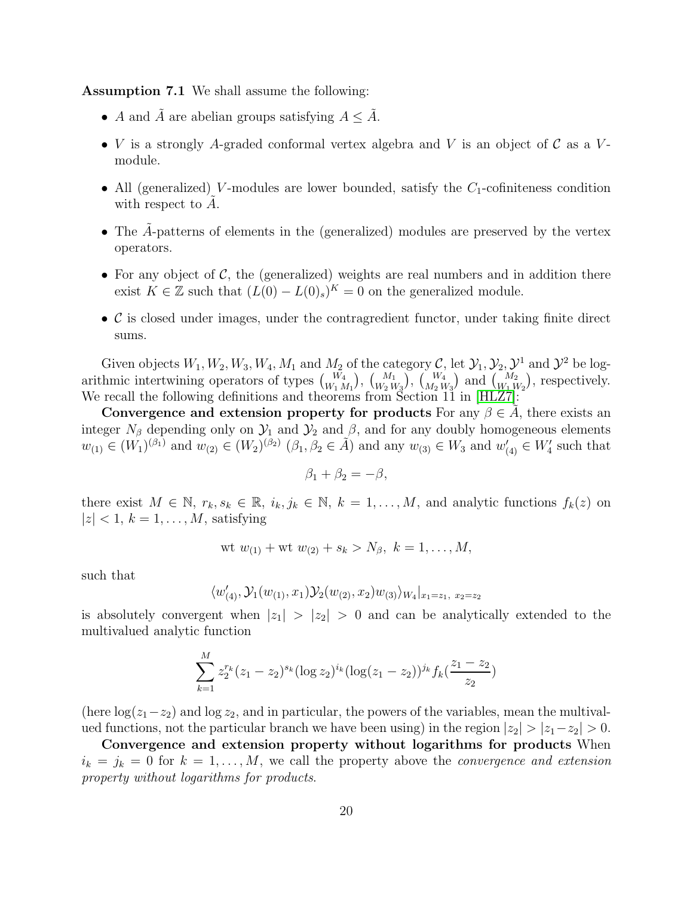**Assumption 7.1** We shall assume the following:

- $A$ and $\tilde{A}$ are abelian groups satisfying $A \leq \tilde{A}$.
- $V$ is a strongly $A$-graded conformal vertex algebra and $V$ is an object of $\mathcal{C}$ as a $V$-module.
- All (generalized) $V$-modules are lower bounded, satisfy the $C_1$-cofiniteness condition with respect to $\tilde{A}$.
- The $\tilde{A}$-patterns of elements in the (generalized) modules are preserved by the vertex operators.
- For any object of $\mathcal{C}$, the (generalized) weights are real numbers and in addition there exist $K \in \mathbb{Z}$ such that $(L(0) - L(0)_s)^K = 0$ on the generalized module.
- $\mathcal{C}$ is closed under images, under the contragredient functor, under taking finite direct sums.

Given objects $W_1, W_2, W_3, W_4, M_1$ and $M_2$ of the category $\mathcal{C}$, let $\mathcal{Y}_1, \mathcal{Y}_2, \mathcal{Y}^1$ and $\mathcal{Y}^2$ be logarithmic intertwining operators of types $\binom{W_4}{W_1\, M_1}$, $\binom{M_1}{W_2\, W_3}$, $\binom{W_4}{M_2\, W_3}$ and $\binom{M_2}{W_1\, W_2}$, respectively. We recall the following definitions and theorems from Section 11 in [HLZ7]:

**Convergence and extension property for products** For any $\beta \in \tilde{A}$, there exists an integer $N_\beta$ depending only on $\mathcal{Y}_1$ and $\mathcal{Y}_2$ and $\beta$, and for any doubly homogeneous elements $w_{(1)} \in (W_1)^{(\beta_1)}$ and $w_{(2)} \in (W_2)^{(\beta_2)}$ ($\beta_1, \beta_2 \in \tilde{A}$) and any $w_{(3)} \in W_3$ and $w'_{(4)} \in W'_4$ such that

$$\beta_1 + \beta_2 = -\beta,$$

there exist $M \in \mathbb{N}$, $r_k, s_k \in \mathbb{R}$, $i_k, j_k \in \mathbb{N}$, $k = 1, \ldots, M$, and analytic functions $f_k(z)$ on $|z| < 1$, $k = 1, \ldots, M$, satisfying

$$\text{wt } w_{(1)} + \text{wt } w_{(2)} + s_k > N_\beta, \ k = 1, \ldots, M,$$

such that

$$\langle w'_{(4)}, \mathcal{Y}_1(w_{(1)}, x_1)\mathcal{Y}_2(w_{(2)}, x_2)w_{(3)}\rangle_{W_4}|_{x_1=z_1,\ x_2=z_2}$$

is absolutely convergent when $|z_1| > |z_2| > 0$ and can be analytically extended to the multivalued analytic function

$$\sum_{k=1}^{M} z_2^{r_k}(z_1 - z_2)^{s_k}(\log z_2)^{i_k}(\log(z_1 - z_2))^{j_k} f_k\left(\frac{z_1 - z_2}{z_2}\right)$$

(here $\log(z_1 - z_2)$ and $\log z_2$, and in particular, the powers of the variables, mean the multivalued functions, not the particular branch we have been using) in the region $|z_2| > |z_1 - z_2| > 0$.

**Convergence and extension property without logarithms for products** When $i_k = j_k = 0$ for $k = 1, \ldots, M$, we call the property above the *convergence and extension property without logarithms for products*.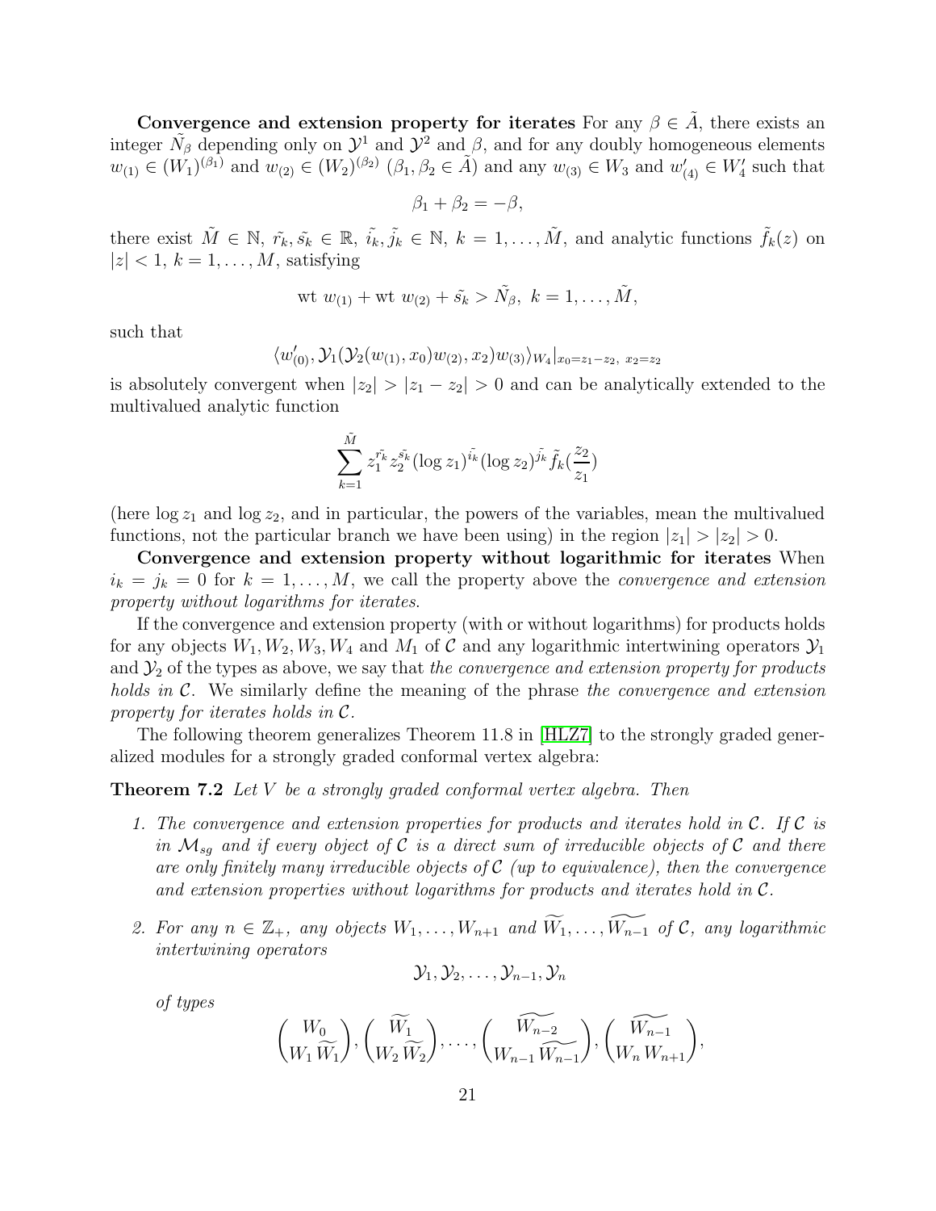**Convergence and extension property for iterates** For any $\beta \in \tilde{A}$, there exists an integer $\tilde{N}_\beta$ depending only on $\mathcal{Y}^1$ and $\mathcal{Y}^2$ and $\beta$, and for any doubly homogeneous elements $w_{(1)} \in (W_1)^{(\beta_1)}$ and $w_{(2)} \in (W_2)^{(\beta_2)}$ ($\beta_1, \beta_2 \in \tilde{A}$) and any $w_{(3)} \in W_3$ and $w'_{(4)} \in W'_4$ such that

$$\beta_1 + \beta_2 = -\beta,$$

there exist $\tilde{M} \in \mathbb{N}$, $\tilde{r_k}, \tilde{s_k} \in \mathbb{R}$, $\tilde{i_k}, \tilde{j_k} \in \mathbb{N}$, $k = 1, \ldots, \tilde{M}$, and analytic functions $\tilde{f}_k(z)$ on $|z| < 1$, $k = 1, \ldots, M$, satisfying

$$\text{wt } w_{(1)} + \text{wt } w_{(2)} + \tilde{s_k} > \tilde{N}_\beta, \ k = 1, \ldots, \tilde{M},$$

such that

$$\langle w'_{(0)}, \mathcal{Y}_1(\mathcal{Y}_2(w_{(1)}, x_0)w_{(2)}, x_2)w_{(3)}\rangle_{W_4}|_{x_0 = z_1 - z_2, \ x_2 = z_2}$$

is absolutely convergent when $|z_2| > |z_1 - z_2| > 0$ and can be analytically extended to the multivalued analytic function

$$\sum_{k=1}^{\tilde{M}} z_1^{\tilde{r_k}} z_2^{\tilde{s_k}} (\log z_1)^{\tilde{i_k}} (\log z_2)^{\tilde{j_k}} \tilde{f}_k(\frac{z_2}{z_1})$$

(here $\log z_1$ and $\log z_2$, and in particular, the powers of the variables, mean the multivalued functions, not the particular branch we have been using) in the region $|z_1| > |z_2| > 0$.

**Convergence and extension property without logarithmic for iterates** When $i_k = j_k = 0$ for $k = 1, \ldots, M$, we call the property above the *convergence and extension property without logarithms for iterates*.

If the convergence and extension property (with or without logarithms) for products holds for any objects $W_1, W_2, W_3, W_4$ and $M_1$ of $\mathcal{C}$ and any logarithmic intertwining operators $\mathcal{Y}_1$ and $\mathcal{Y}_2$ of the types as above, we say that *the convergence and extension property for products holds in $\mathcal{C}$*. We similarly define the meaning of the phrase *the convergence and extension property for iterates holds in $\mathcal{C}$*.

The following theorem generalizes Theorem 11.8 in [HLZ7] to the strongly graded generalized modules for a strongly graded conformal vertex algebra:

**Theorem 7.2** *Let $V$ be a strongly graded conformal vertex algebra. Then*

1. *The convergence and extension properties for products and iterates hold in $\mathcal{C}$. If $\mathcal{C}$ is in $\mathcal{M}_{sg}$ and if every object of $\mathcal{C}$ is a direct sum of irreducible objects of $\mathcal{C}$ and there are only finitely many irreducible objects of $\mathcal{C}$ (up to equivalence), then the convergence and extension properties without logarithms for products and iterates hold in $\mathcal{C}$.*

2. *For any $n \in \mathbb{Z}_+$, any objects $W_1, \ldots, W_{n+1}$ and $\widetilde{W_1}, \ldots, \widetilde{W_{n-1}}$ of $\mathcal{C}$, any logarithmic intertwining operators*

$$\mathcal{Y}_1, \mathcal{Y}_2, \ldots, \mathcal{Y}_{n-1}, \mathcal{Y}_n$$

*of types*

$$\binom{W_0}{W_1\,\widetilde{W_1}}, \binom{\widetilde{W_1}}{W_2\,\widetilde{W_2}}, \ldots, \binom{\widetilde{W_{n-2}}}{W_{n-1}\,\widetilde{W_{n-1}}}, \binom{\widetilde{W_{n-1}}}{W_n\,W_{n+1}},$$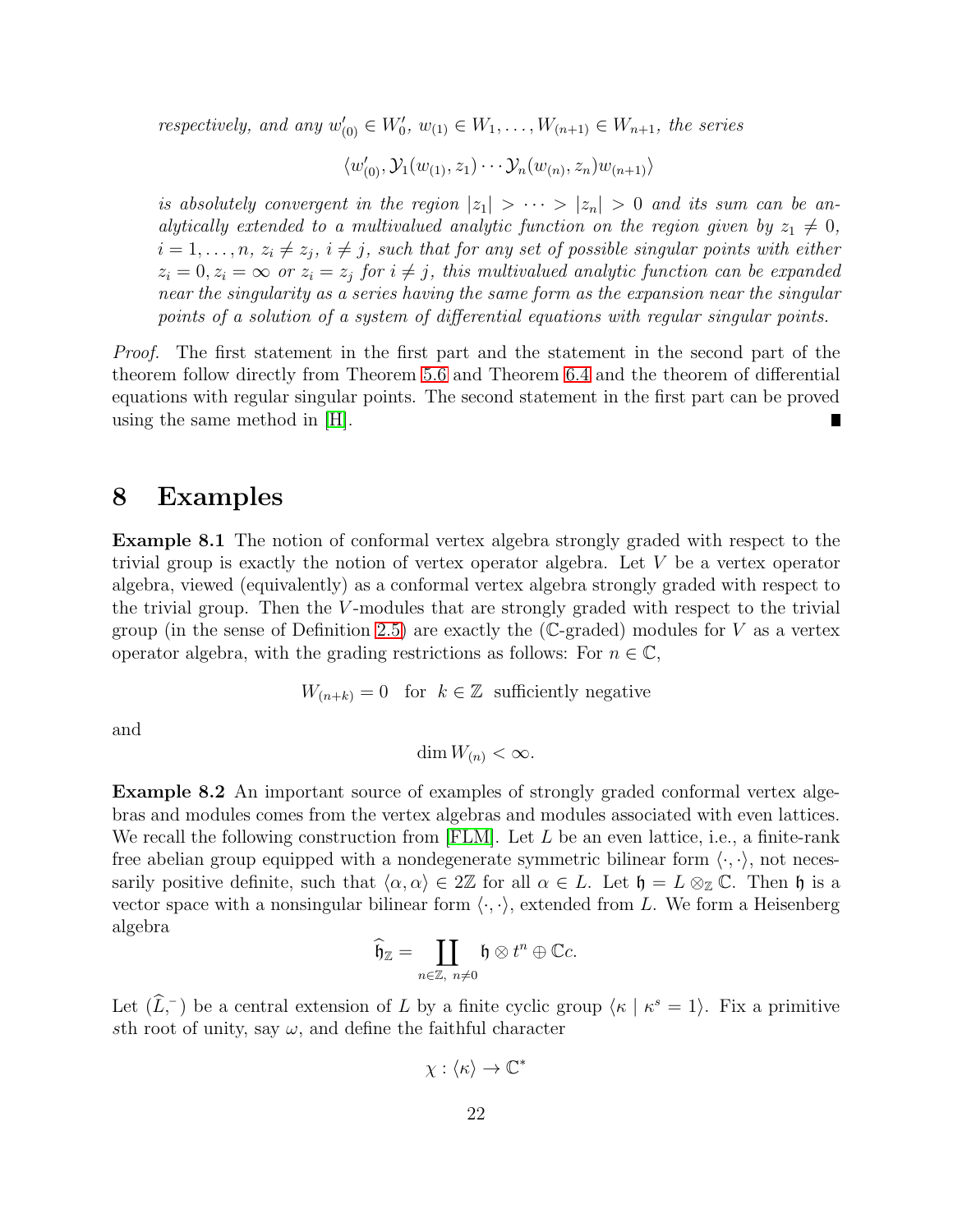*respectively, and any $w'_{(0)} \in W'_0$, $w_{(1)} \in W_1, \ldots, W_{(n+1)} \in W_{n+1}$, the series*

$$\langle w'_{(0)}, \mathcal{Y}_1(w_{(1)}, z_1) \cdots \mathcal{Y}_n(w_{(n)}, z_n) w_{(n+1)} \rangle$$

*is absolutely convergent in the region $|z_1| > \cdots > |z_n| > 0$ and its sum can be analytically extended to a multivalued analytic function on the region given by $z_1 \neq 0$, $i = 1, \ldots, n$, $z_i \neq z_j$, $i \neq j$, such that for any set of possible singular points with either $z_i = 0, z_i = \infty$ or $z_i = z_j$ for $i \neq j$, this multivalued analytic function can be expanded near the singularity as a series having the same form as the expansion near the singular points of a solution of a system of differential equations with regular singular points.*

*Proof.* The first statement in the first part and the statement in the second part of the theorem follow directly from Theorem 5.6 and Theorem 6.4 and the theorem of differential equations with regular singular points. The second statement in the first part can be proved using the same method in [H]. ∎

# 8 Examples

**Example 8.1** The notion of conformal vertex algebra strongly graded with respect to the trivial group is exactly the notion of vertex operator algebra. Let $V$ be a vertex operator algebra, viewed (equivalently) as a conformal vertex algebra strongly graded with respect to the trivial group. Then the $V$-modules that are strongly graded with respect to the trivial group (in the sense of Definition 2.5) are exactly the ($\mathbb{C}$-graded) modules for $V$ as a vertex operator algebra, with the grading restrictions as follows: For $n \in \mathbb{C}$,

$$W_{(n+k)} = 0 \quad \text{for} \quad k \in \mathbb{Z} \quad \text{sufficiently negative}$$

and

$$\dim W_{(n)} < \infty.$$

**Example 8.2** An important source of examples of strongly graded conformal vertex algebras and modules comes from the vertex algebras and modules associated with even lattices. We recall the following construction from [FLM]. Let $L$ be an even lattice, i.e., a finite-rank free abelian group equipped with a nondegenerate symmetric bilinear form $\langle \cdot, \cdot \rangle$, not necessarily positive definite, such that $\langle \alpha, \alpha \rangle \in 2\mathbb{Z}$ for all $\alpha \in L$. Let $\mathfrak{h} = L \otimes_{\mathbb{Z}} \mathbb{C}$. Then $\mathfrak{h}$ is a vector space with a nonsingular bilinear form $\langle \cdot, \cdot \rangle$, extended from $L$. We form a Heisenberg algebra

$$\widehat{\mathfrak{h}}_{\mathbb{Z}} = \coprod_{n \in \mathbb{Z},\ n \neq 0} \mathfrak{h} \otimes t^n \oplus \mathbb{C}c.$$

Let $(\widehat{L}, ^-)$ be a central extension of $L$ by a finite cyclic group $\langle \kappa \mid \kappa^s = 1 \rangle$. Fix a primitive $s$th root of unity, say $\omega$, and define the faithful character

$$\chi : \langle \kappa \rangle \to \mathbb{C}^*$$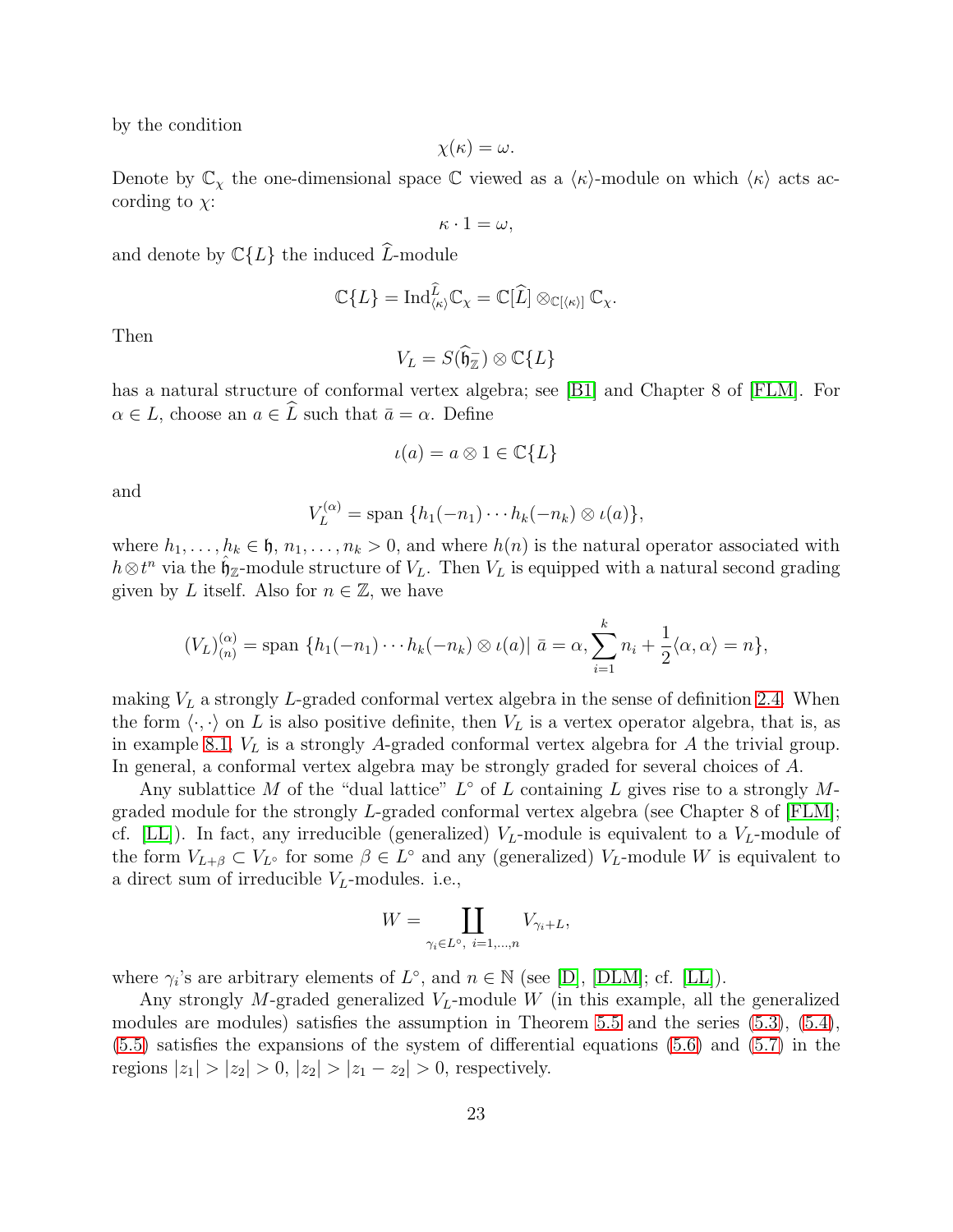by the condition

$$\chi(\kappa) = \omega.$$

Denote by $\mathbb{C}_\chi$ the one-dimensional space $\mathbb{C}$ viewed as a $\langle\kappa\rangle$-module on which $\langle\kappa\rangle$ acts according to $\chi$:

$$\kappa \cdot 1 = \omega,$$

and denote by $\mathbb{C}\{L\}$ the induced $\widehat{L}$-module

$$\mathbb{C}\{L\} = \mathrm{Ind}_{\langle\kappa\rangle}^{\widehat{L}} \mathbb{C}_\chi = \mathbb{C}[\widehat{L}] \otimes_{\mathbb{C}[\langle\kappa\rangle]} \mathbb{C}_\chi.$$

Then

$$V_L = S(\widehat{\mathfrak{h}}_{\mathbb{Z}}^-) \otimes \mathbb{C}\{L\}$$

has a natural structure of conformal vertex algebra; see [B1] and Chapter 8 of [FLM]. For $\alpha \in L$, choose an $a \in \widehat{L}$ such that $\bar{a} = \alpha$. Define

$$\iota(a) = a \otimes 1 \in \mathbb{C}\{L\}$$

and

$$V_L^{(\alpha)} = \mathrm{span}\ \{h_1(-n_1) \cdots h_k(-n_k) \otimes \iota(a)\},$$

where $h_1, \ldots, h_k \in \mathfrak{h}$, $n_1, \ldots, n_k > 0$, and where $h(n)$ is the natural operator associated with $h \otimes t^n$ via the $\hat{\mathfrak{h}}_{\mathbb{Z}}$-module structure of $V_L$. Then $V_L$ is equipped with a natural second grading given by $L$ itself. Also for $n \in \mathbb{Z}$, we have

$$(V_L)_{(n)}^{(\alpha)} = \mathrm{span}\ \{h_1(-n_1) \cdots h_k(-n_k) \otimes \iota(a) |\ \bar{a} = \alpha, \sum_{i=1}^{k} n_i + \frac{1}{2}\langle\alpha, \alpha\rangle = n\},$$

making $V_L$ a strongly $L$-graded conformal vertex algebra in the sense of definition 2.4. When the form $\langle\cdot,\cdot\rangle$ on $L$ is also positive definite, then $V_L$ is a vertex operator algebra, that is, as in example 8.1, $V_L$ is a strongly $A$-graded conformal vertex algebra for $A$ the trivial group. In general, a conformal vertex algebra may be strongly graded for several choices of $A$.

Any sublattice $M$ of the "dual lattice" $L^\circ$ of $L$ containing $L$ gives rise to a strongly $M$-graded module for the strongly $L$-graded conformal vertex algebra (see Chapter 8 of [FLM]; cf. [LL]). In fact, any irreducible (generalized) $V_L$-module is equivalent to a $V_L$-module of the form $V_{L+\beta} \subset V_{L^\circ}$ for some $\beta \in L^\circ$ and any (generalized) $V_L$-module $W$ is equivalent to a direct sum of irreducible $V_L$-modules. i.e.,

$$W = \coprod_{\gamma_i \in L^\circ,\ i=1,\ldots,n} V_{\gamma_i + L},$$

where $\gamma_i$'s are arbitrary elements of $L^\circ$, and $n \in \mathbb{N}$ (see [D], [DLM]; cf. [LL]).

Any strongly $M$-graded generalized $V_L$-module $W$ (in this example, all the generalized modules are modules) satisfies the assumption in Theorem 5.5 and the series (5.3), (5.4), (5.5) satisfies the expansions of the system of differential equations (5.6) and (5.7) in the regions $|z_1| > |z_2| > 0$, $|z_2| > |z_1 - z_2| > 0$, respectively.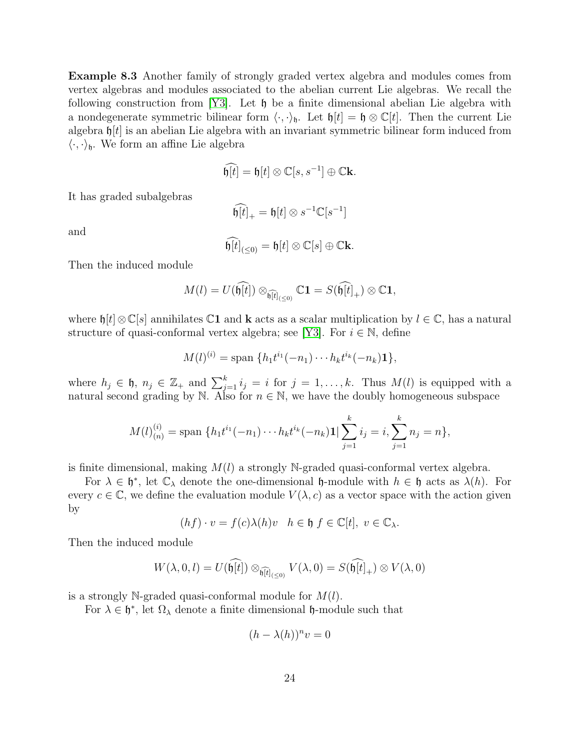**Example 8.3** Another family of strongly graded vertex algebra and modules comes from vertex algebras and modules associated to the abelian current Lie algebras. We recall the following construction from [Y3]. Let $\mathfrak{h}$ be a finite dimensional abelian Lie algebra with a nondegenerate symmetric bilinear form $\langle \cdot, \cdot \rangle_{\mathfrak{h}}$. Let $\mathfrak{h}[t] = \mathfrak{h} \otimes \mathbb{C}[t]$. Then the current Lie algebra $\mathfrak{h}[t]$ is an abelian Lie algebra with an invariant symmetric bilinear form induced from $\langle \cdot, \cdot \rangle_{\mathfrak{h}}$. We form an affine Lie algebra

$$\widehat{\mathfrak{h}[t]} = \mathfrak{h}[t] \otimes \mathbb{C}[s, s^{-1}] \oplus \mathbb{C}\mathbf{k}.$$

It has graded subalgebras

$$\widehat{\mathfrak{h}[t]}_{+} = \mathfrak{h}[t] \otimes s^{-1}\mathbb{C}[s^{-1}]$$

and

$$\widehat{\mathfrak{h}[t]}_{(\leq 0)} = \mathfrak{h}[t] \otimes \mathbb{C}[s] \oplus \mathbb{C}\mathbf{k}.$$

Then the induced module

$$M(l) = U(\widehat{\mathfrak{h}[t]}) \otimes_{\widehat{\mathfrak{h}[t]}_{(\leq 0)}} \mathbb{C}\mathbf{1} = S(\widehat{\mathfrak{h}[t]}_{+}) \otimes \mathbb{C}\mathbf{1},$$

where $\mathfrak{h}[t] \otimes \mathbb{C}[s]$ annihilates $\mathbb{C}\mathbf{1}$ and $\mathbf{k}$ acts as a scalar multiplication by $l \in \mathbb{C}$, has a natural structure of quasi-conformal vertex algebra; see [Y3]. For $i \in \mathbb{N}$, define

$$M(l)^{(i)} = \text{span}\, \{h_1 t^{i_1}(-n_1) \cdots h_k t^{i_k}(-n_k)\mathbf{1}\},$$

where $h_j \in \mathfrak{h}$, $n_j \in \mathbb{Z}_{+}$ and $\sum_{j=1}^{k} i_j = i$ for $j = 1, \dots, k$. Thus $M(l)$ is equipped with a natural second grading by $\mathbb{N}$. Also for $n \in \mathbb{N}$, we have the doubly homogeneous subspace

$$M(l)^{(i)}_{(n)} = \text{span}\, \{h_1 t^{i_1}(-n_1) \cdots h_k t^{i_k}(-n_k)\mathbf{1} | \sum_{j=1}^{k} i_j = i, \sum_{j=1}^{k} n_j = n\},$$

is finite dimensional, making $M(l)$ a strongly $\mathbb{N}$-graded quasi-conformal vertex algebra.

For $\lambda \in \mathfrak{h}^*$, let $\mathbb{C}_\lambda$ denote the one-dimensional $\mathfrak{h}$-module with $h \in \mathfrak{h}$ acts as $\lambda(h)$. For every $c \in \mathbb{C}$, we define the evaluation module $V(\lambda, c)$ as a vector space with the action given by

$$(hf) \cdot v = f(c)\lambda(h)v \quad h \in \mathfrak{h}\ f \in \mathbb{C}[t],\ v \in \mathbb{C}_\lambda.$$

Then the induced module

$$W(\lambda, 0, l) = U(\widehat{\mathfrak{h}[t]}) \otimes_{\widehat{\mathfrak{h}[t]}_{(\leq 0)}} V(\lambda, 0) = S(\widehat{\mathfrak{h}[t]}_{+}) \otimes V(\lambda, 0)$$

is a strongly $\mathbb{N}$-graded quasi-conformal module for $M(l)$.

For $\lambda \in \mathfrak{h}^*$, let $\Omega_\lambda$ denote a finite dimensional $\mathfrak{h}$-module such that

$$(h - \lambda(h))^n v = 0$$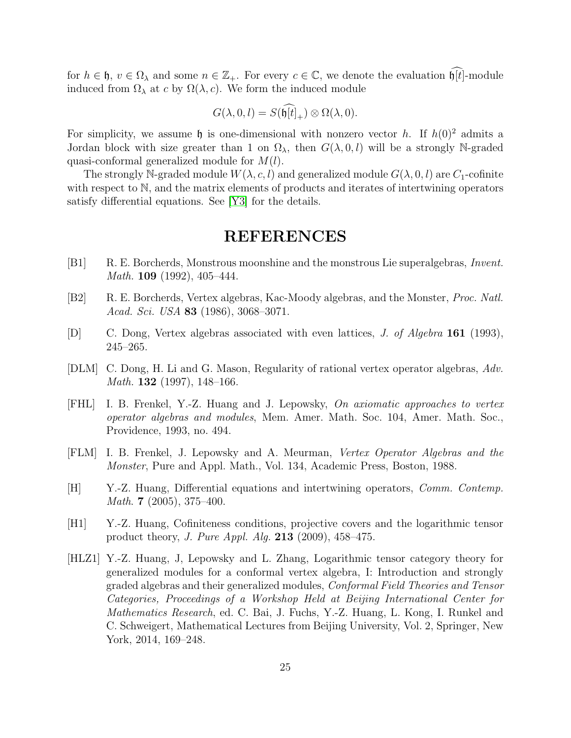for $h \in \mathfrak{h}$, $v \in \Omega_\lambda$ and some $n \in \mathbb{Z}_+$. For every $c \in \mathbb{C}$, we denote the evaluation $\widehat{\mathfrak{h}[t]}$-module induced from $\Omega_\lambda$ at $c$ by $\Omega(\lambda, c)$. We form the induced module

$$G(\lambda, 0, l) = S(\widehat{\mathfrak{h}[t]}_+) \otimes \Omega(\lambda, 0).$$

For simplicity, we assume $\mathfrak{h}$ is one-dimensional with nonzero vector $h$. If $h(0)^2$ admits a Jordan block with size greater than 1 on $\Omega_\lambda$, then $G(\lambda, 0, l)$ will be a strongly $\mathbb{N}$-graded quasi-conformal generalized module for $M(l)$.

The strongly $\mathbb{N}$-graded module $W(\lambda, c, l)$ and generalized module $G(\lambda, 0, l)$ are $C_1$-cofinite with respect to $\mathbb{N}$, and the matrix elements of products and iterates of intertwining operators satisfy differential equations. See [Y3] for the details.

# REFERENCES

[B1] R. E. Borcherds, Monstrous moonshine and the monstrous Lie superalgebras, *Invent. Math.* **109** (1992), 405–444.

[B2] R. E. Borcherds, Vertex algebras, Kac-Moody algebras, and the Monster, *Proc. Natl. Acad. Sci. USA* **83** (1986), 3068–3071.

[D] C. Dong, Vertex algebras associated with even lattices, *J. of Algebra* **161** (1993), 245–265.

[DLM] C. Dong, H. Li and G. Mason, Regularity of rational vertex operator algebras, *Adv. Math.* **132** (1997), 148–166.

[FHL] I. B. Frenkel, Y.-Z. Huang and J. Lepowsky, *On axiomatic approaches to vertex operator algebras and modules*, Mem. Amer. Math. Soc. 104, Amer. Math. Soc., Providence, 1993, no. 494.

[FLM] I. B. Frenkel, J. Lepowsky and A. Meurman, *Vertex Operator Algebras and the Monster*, Pure and Appl. Math., Vol. 134, Academic Press, Boston, 1988.

[H] Y.-Z. Huang, Differential equations and intertwining operators, *Comm. Contemp. Math.* **7** (2005), 375–400.

[H1] Y.-Z. Huang, Cofiniteness conditions, projective covers and the logarithmic tensor product theory, *J. Pure Appl. Alg.* **213** (2009), 458–475.

[HLZ1] Y.-Z. Huang, J, Lepowsky and L. Zhang, Logarithmic tensor category theory for generalized modules for a conformal vertex algebra, I: Introduction and strongly graded algebras and their generalized modules, *Conformal Field Theories and Tensor Categories, Proceedings of a Workshop Held at Beijing International Center for Mathematics Research*, ed. C. Bai, J. Fuchs, Y.-Z. Huang, L. Kong, I. Runkel and C. Schweigert, Mathematical Lectures from Beijing University, Vol. 2, Springer, New York, 2014, 169–248.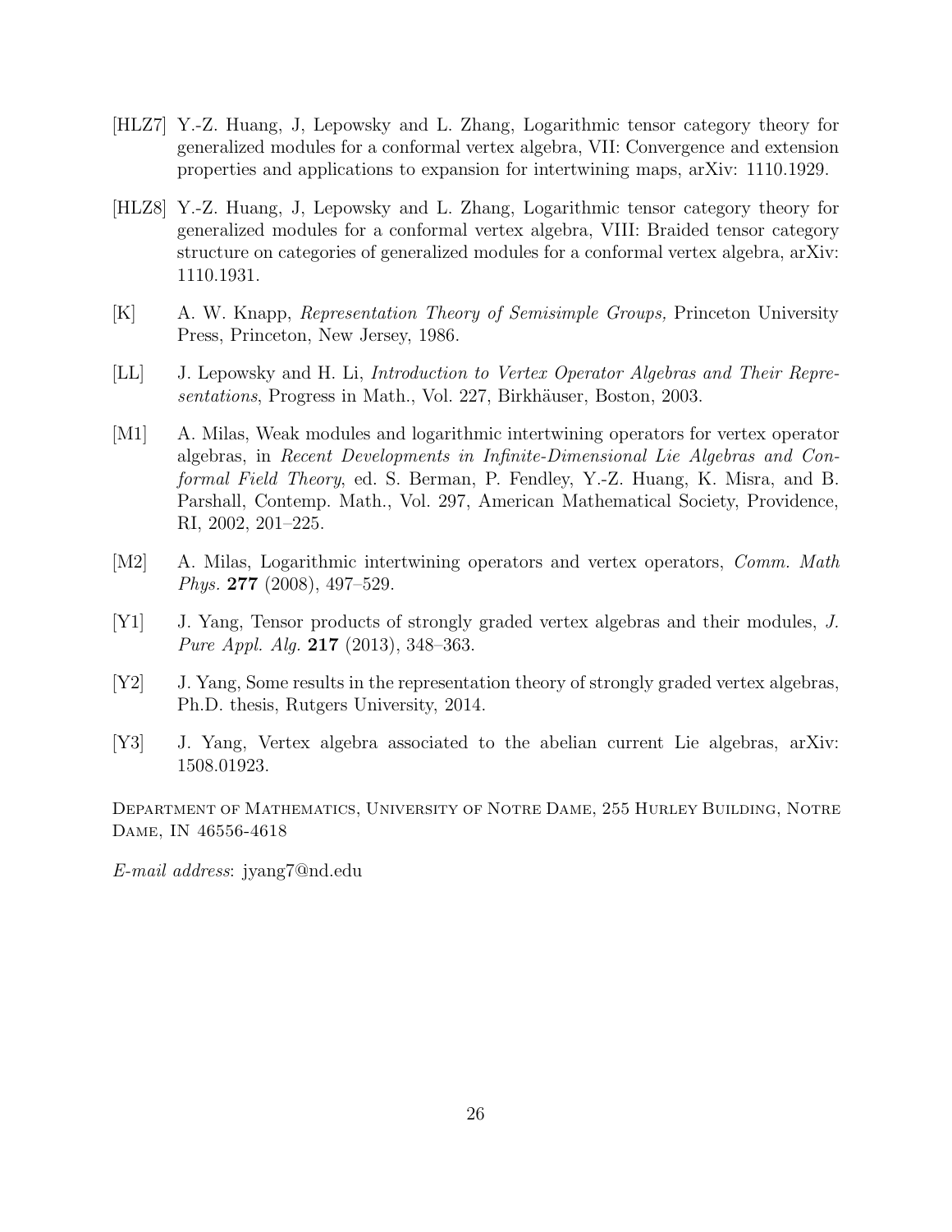[HLZ7] Y.-Z. Huang, J, Lepowsky and L. Zhang, Logarithmic tensor category theory for generalized modules for a conformal vertex algebra, VII: Convergence and extension properties and applications to expansion for intertwining maps, arXiv: 1110.1929.

[HLZ8] Y.-Z. Huang, J, Lepowsky and L. Zhang, Logarithmic tensor category theory for generalized modules for a conformal vertex algebra, VIII: Braided tensor category structure on categories of generalized modules for a conformal vertex algebra, arXiv: 1110.1931.

[K] A. W. Knapp, *Representation Theory of Semisimple Groups,* Princeton University Press, Princeton, New Jersey, 1986.

[LL] J. Lepowsky and H. Li, *Introduction to Vertex Operator Algebras and Their Representations*, Progress in Math., Vol. 227, Birkhäuser, Boston, 2003.

[M1] A. Milas, Weak modules and logarithmic intertwining operators for vertex operator algebras, in *Recent Developments in Infinite-Dimensional Lie Algebras and Conformal Field Theory*, ed. S. Berman, P. Fendley, Y.-Z. Huang, K. Misra, and B. Parshall, Contemp. Math., Vol. 297, American Mathematical Society, Providence, RI, 2002, 201–225.

[M2] A. Milas, Logarithmic intertwining operators and vertex operators, *Comm. Math Phys.* **277** (2008), 497–529.

[Y1] J. Yang, Tensor products of strongly graded vertex algebras and their modules, *J. Pure Appl. Alg.* **217** (2013), 348–363.

[Y2] J. Yang, Some results in the representation theory of strongly graded vertex algebras, Ph.D. thesis, Rutgers University, 2014.

[Y3] J. Yang, Vertex algebra associated to the abelian current Lie algebras, arXiv: 1508.01923.

Department of Mathematics, University of Notre Dame, 255 Hurley Building, Notre Dame, IN 46556-4618

*E-mail address*: jyang7@nd.edu